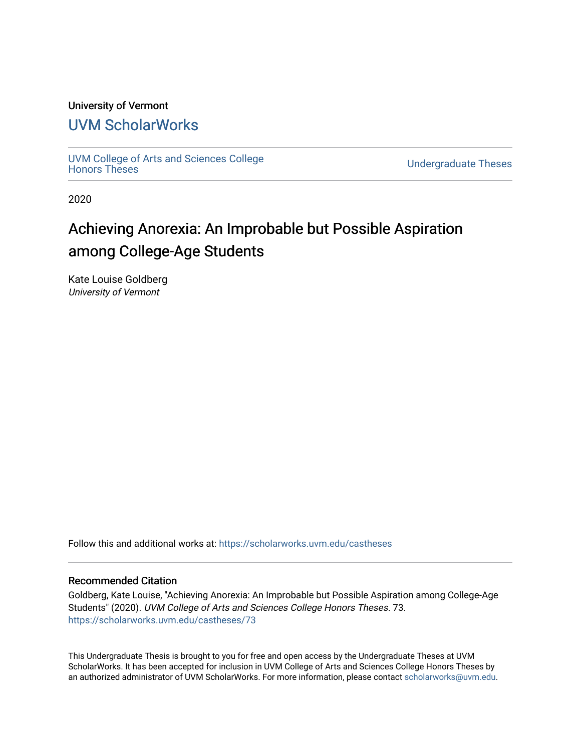University of Vermont

# UVM ScholarWorks

UVM College of Arts and Sciences College Honors Theses

Undergraduate Theses

2020

## Achieving Anorexia: An Improbable but Possible Aspiration among College-Age Students

Kate Louise Goldberg
*University of Vermont*

Follow this and additional works at: https://scholarworks.uvm.edu/castheses

### Recommended Citation

Goldberg, Kate Louise, "Achieving Anorexia: An Improbable but Possible Aspiration among College-Age Students" (2020). *UVM College of Arts and Sciences College Honors Theses*. 73.
https://scholarworks.uvm.edu/castheses/73

This Undergraduate Thesis is brought to you for free and open access by the Undergraduate Theses at UVM ScholarWorks. It has been accepted for inclusion in UVM College of Arts and Sciences College Honors Theses by an authorized administrator of UVM ScholarWorks. For more information, please contact scholarworks@uvm.edu.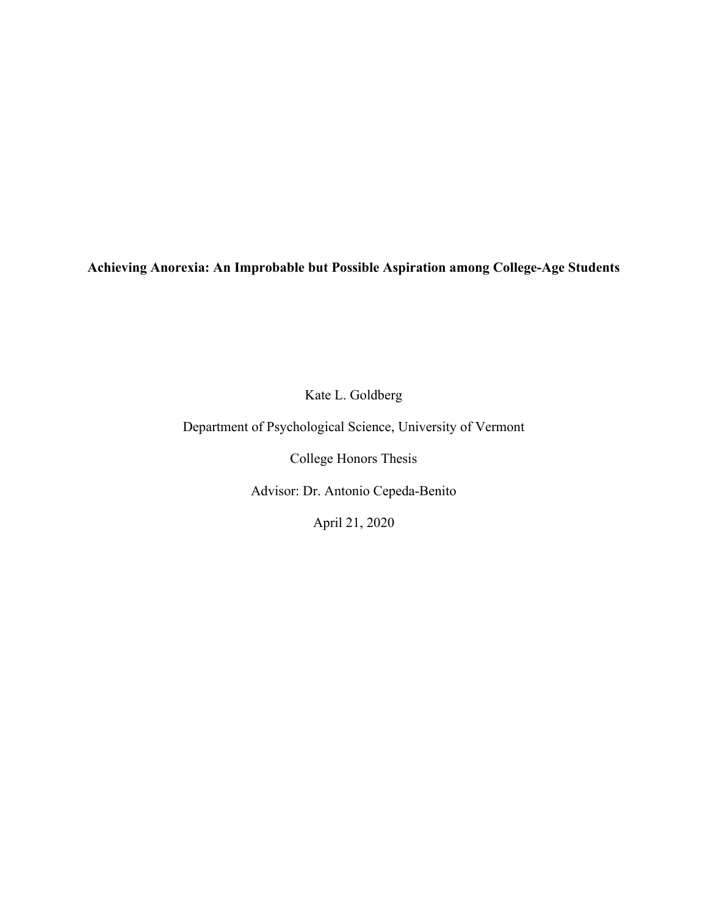**Achieving Anorexia: An Improbable but Possible Aspiration among College-Age Students**

Kate L. Goldberg

Department of Psychological Science, University of Vermont

College Honors Thesis

Advisor: Dr. Antonio Cepeda-Benito

April 21, 2020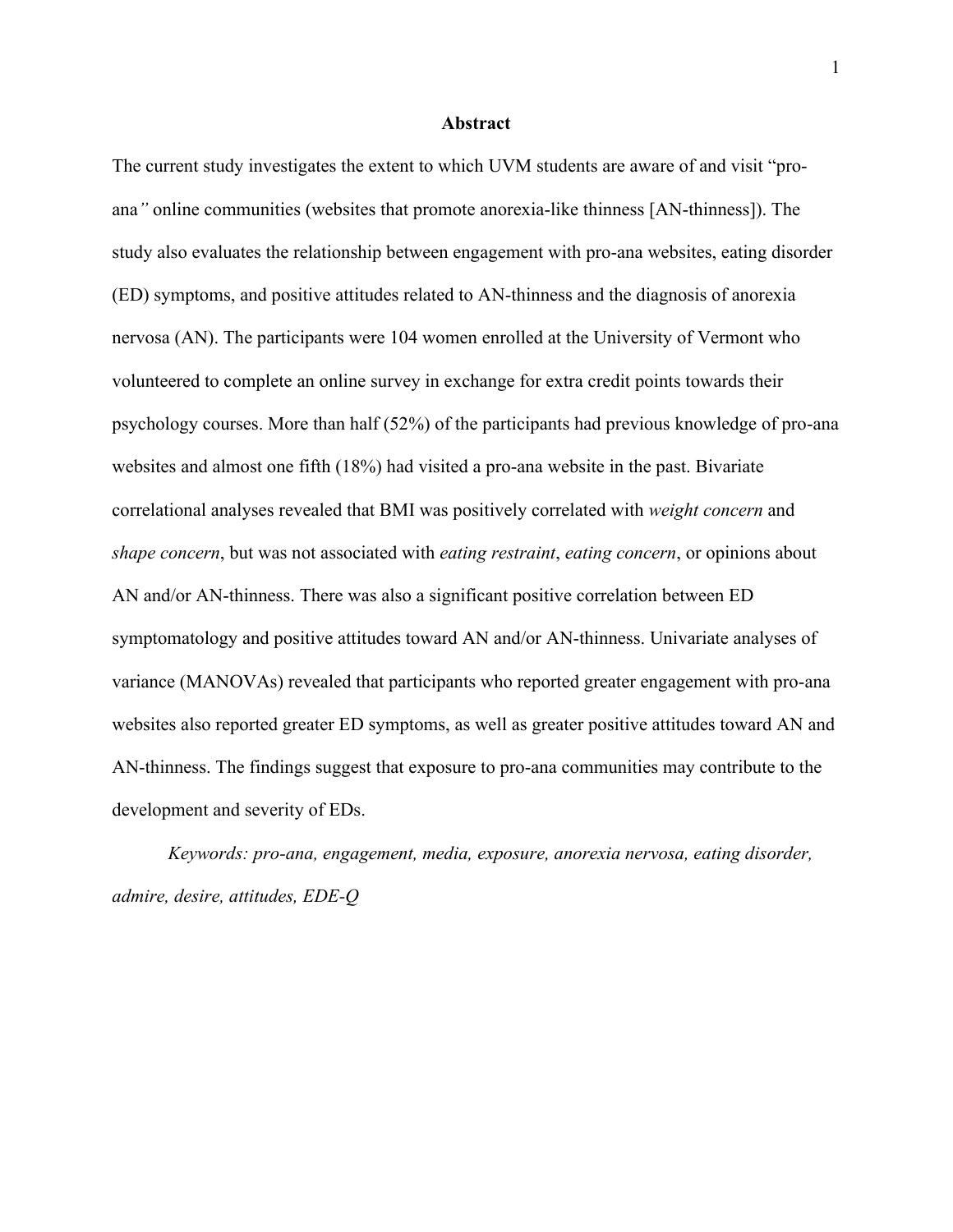# Abstract

The current study investigates the extent to which UVM students are aware of and visit "pro-ana" online communities (websites that promote anorexia-like thinness [AN-thinness]). The study also evaluates the relationship between engagement with pro-ana websites, eating disorder (ED) symptoms, and positive attitudes related to AN-thinness and the diagnosis of anorexia nervosa (AN). The participants were 104 women enrolled at the University of Vermont who volunteered to complete an online survey in exchange for extra credit points towards their psychology courses. More than half (52%) of the participants had previous knowledge of pro-ana websites and almost one fifth (18%) had visited a pro-ana website in the past. Bivariate correlational analyses revealed that BMI was positively correlated with *weight concern* and *shape concern*, but was not associated with *eating restraint*, *eating concern*, or opinions about AN and/or AN-thinness. There was also a significant positive correlation between ED symptomatology and positive attitudes toward AN and/or AN-thinness. Univariate analyses of variance (MANOVAs) revealed that participants who reported greater engagement with pro-ana websites also reported greater ED symptoms, as well as greater positive attitudes toward AN and AN-thinness. The findings suggest that exposure to pro-ana communities may contribute to the development and severity of EDs.

*Keywords: pro-ana, engagement, media, exposure, anorexia nervosa, eating disorder, admire, desire, attitudes, EDE-Q*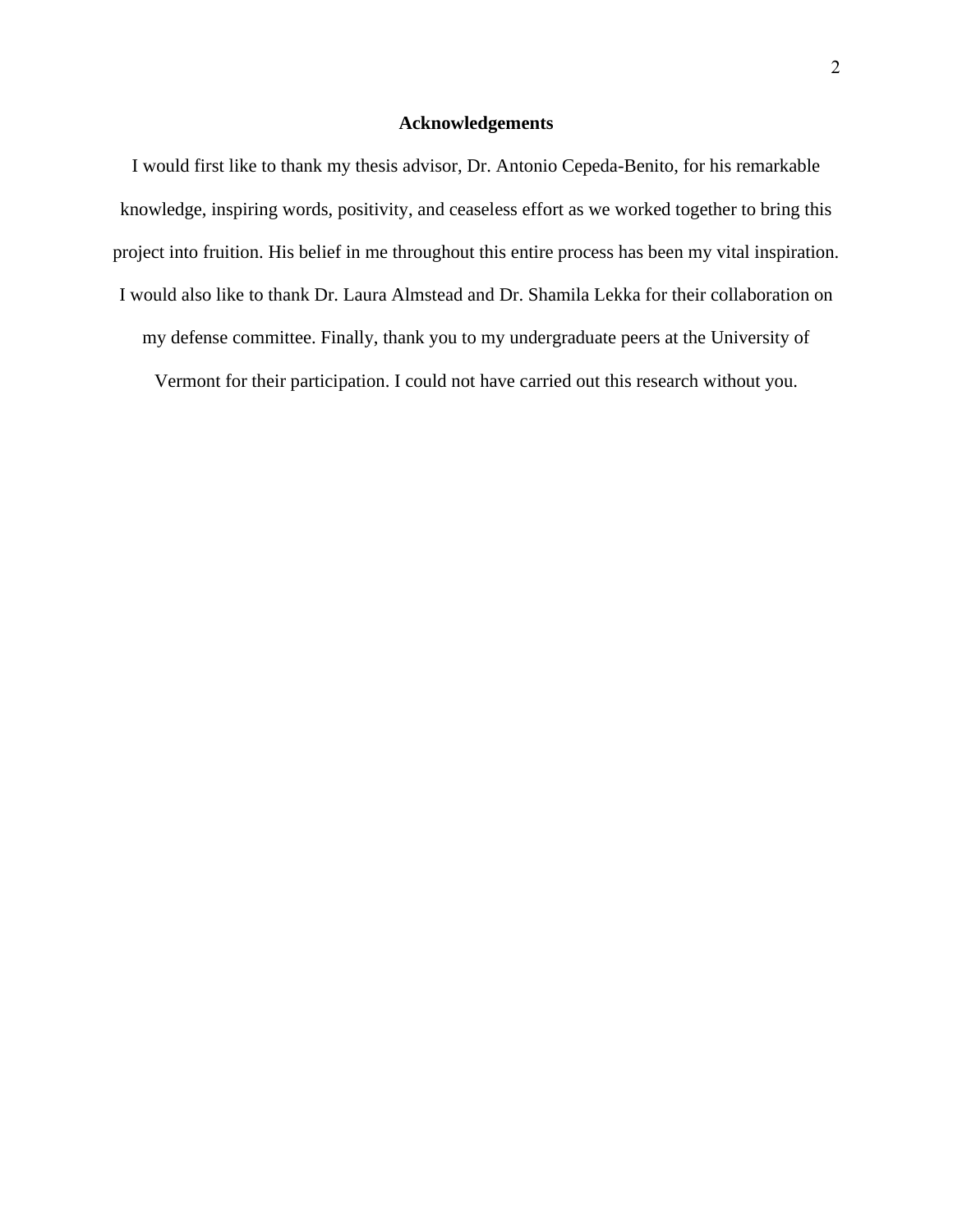## Acknowledgements

I would first like to thank my thesis advisor, Dr. Antonio Cepeda-Benito, for his remarkable knowledge, inspiring words, positivity, and ceaseless effort as we worked together to bring this project into fruition. His belief in me throughout this entire process has been my vital inspiration. I would also like to thank Dr. Laura Almstead and Dr. Shamila Lekka for their collaboration on my defense committee. Finally, thank you to my undergraduate peers at the University of Vermont for their participation. I could not have carried out this research without you.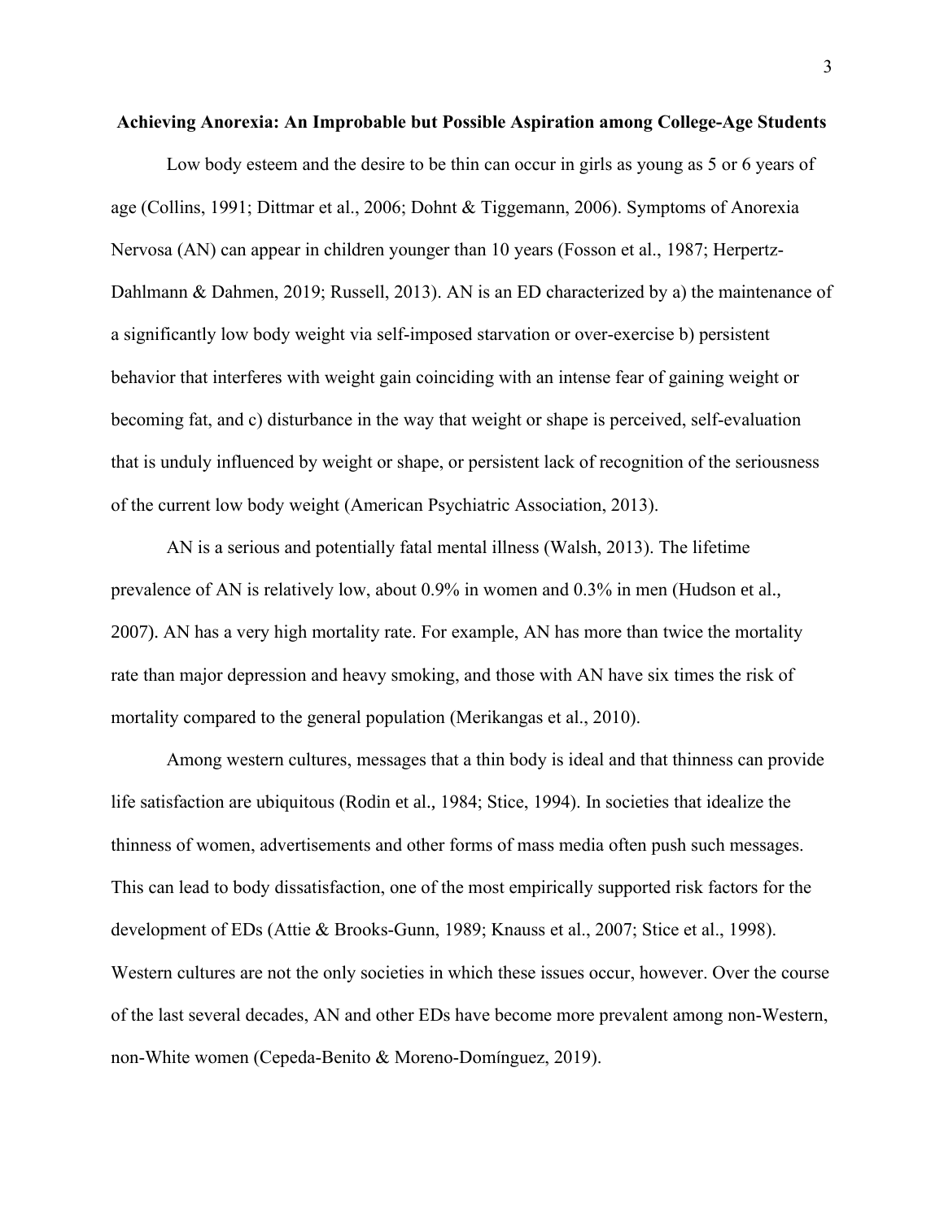# Achieving Anorexia: An Improbable but Possible Aspiration among College-Age Students

Low body esteem and the desire to be thin can occur in girls as young as 5 or 6 years of age (Collins, 1991; Dittmar et al., 2006; Dohnt & Tiggemann, 2006). Symptoms of Anorexia Nervosa (AN) can appear in children younger than 10 years (Fosson et al., 1987; Herpertz-Dahlmann & Dahmen, 2019; Russell, 2013). AN is an ED characterized by a) the maintenance of a significantly low body weight via self-imposed starvation or over-exercise b) persistent behavior that interferes with weight gain coinciding with an intense fear of gaining weight or becoming fat, and c) disturbance in the way that weight or shape is perceived, self-evaluation that is unduly influenced by weight or shape, or persistent lack of recognition of the seriousness of the current low body weight (American Psychiatric Association, 2013).

AN is a serious and potentially fatal mental illness (Walsh, 2013). The lifetime prevalence of AN is relatively low, about 0.9% in women and 0.3% in men (Hudson et al., 2007). AN has a very high mortality rate. For example, AN has more than twice the mortality rate than major depression and heavy smoking, and those with AN have six times the risk of mortality compared to the general population (Merikangas et al., 2010).

Among western cultures, messages that a thin body is ideal and that thinness can provide life satisfaction are ubiquitous (Rodin et al., 1984; Stice, 1994). In societies that idealize the thinness of women, advertisements and other forms of mass media often push such messages. This can lead to body dissatisfaction, one of the most empirically supported risk factors for the development of EDs (Attie & Brooks-Gunn, 1989; Knauss et al., 2007; Stice et al., 1998). Western cultures are not the only societies in which these issues occur, however. Over the course of the last several decades, AN and other EDs have become more prevalent among non-Western, non-White women (Cepeda-Benito & Moreno-Domínguez, 2019).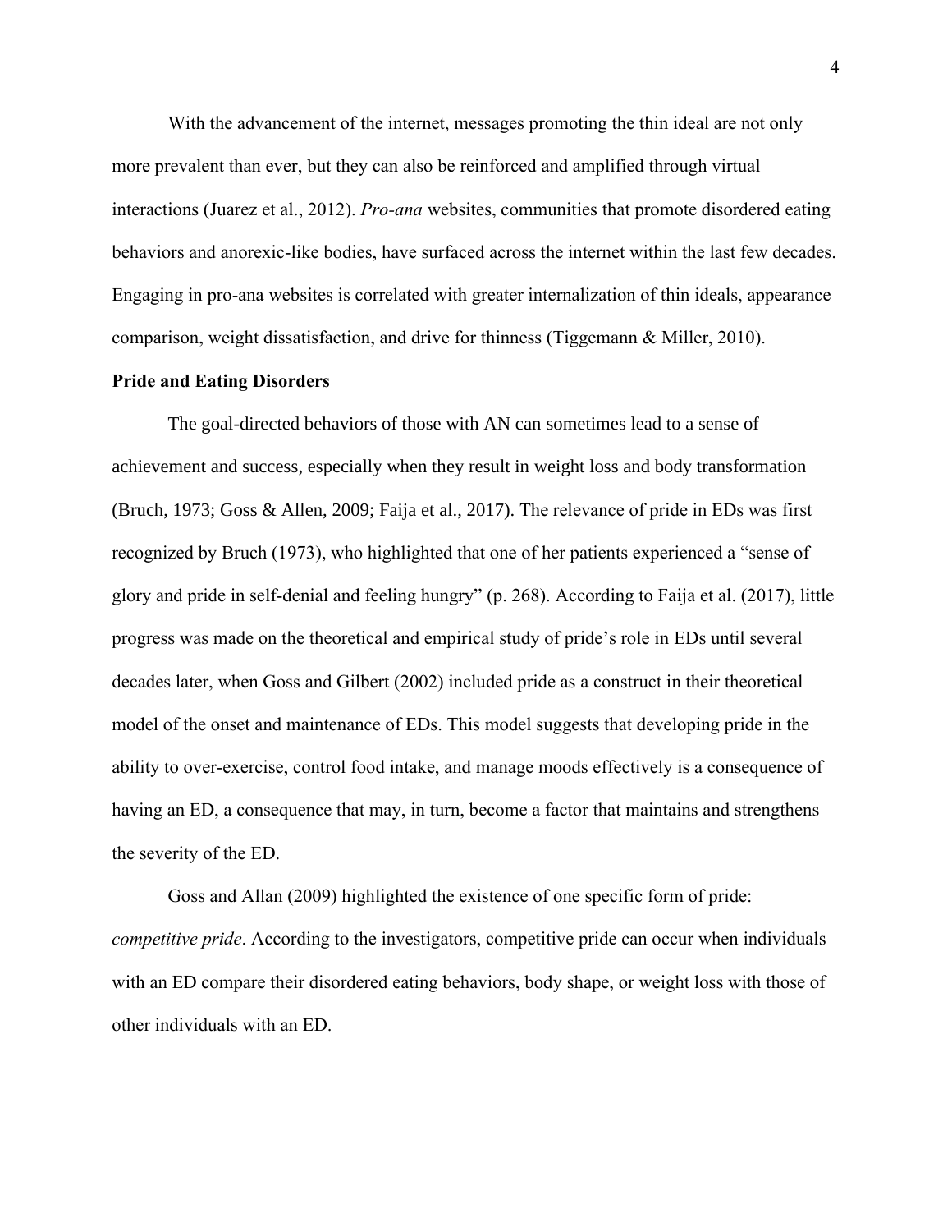With the advancement of the internet, messages promoting the thin ideal are not only more prevalent than ever, but they can also be reinforced and amplified through virtual interactions (Juarez et al., 2012). *Pro-ana* websites, communities that promote disordered eating behaviors and anorexic-like bodies, have surfaced across the internet within the last few decades. Engaging in pro-ana websites is correlated with greater internalization of thin ideals, appearance comparison, weight dissatisfaction, and drive for thinness (Tiggemann & Miller, 2010).

**Pride and Eating Disorders**

The goal-directed behaviors of those with AN can sometimes lead to a sense of achievement and success, especially when they result in weight loss and body transformation (Bruch, 1973; Goss & Allen, 2009; Faija et al., 2017). The relevance of pride in EDs was first recognized by Bruch (1973), who highlighted that one of her patients experienced a "sense of glory and pride in self-denial and feeling hungry" (p. 268). According to Faija et al. (2017), little progress was made on the theoretical and empirical study of pride's role in EDs until several decades later, when Goss and Gilbert (2002) included pride as a construct in their theoretical model of the onset and maintenance of EDs. This model suggests that developing pride in the ability to over-exercise, control food intake, and manage moods effectively is a consequence of having an ED, a consequence that may, in turn, become a factor that maintains and strengthens the severity of the ED.

Goss and Allan (2009) highlighted the existence of one specific form of pride: *competitive pride*. According to the investigators, competitive pride can occur when individuals with an ED compare their disordered eating behaviors, body shape, or weight loss with those of other individuals with an ED.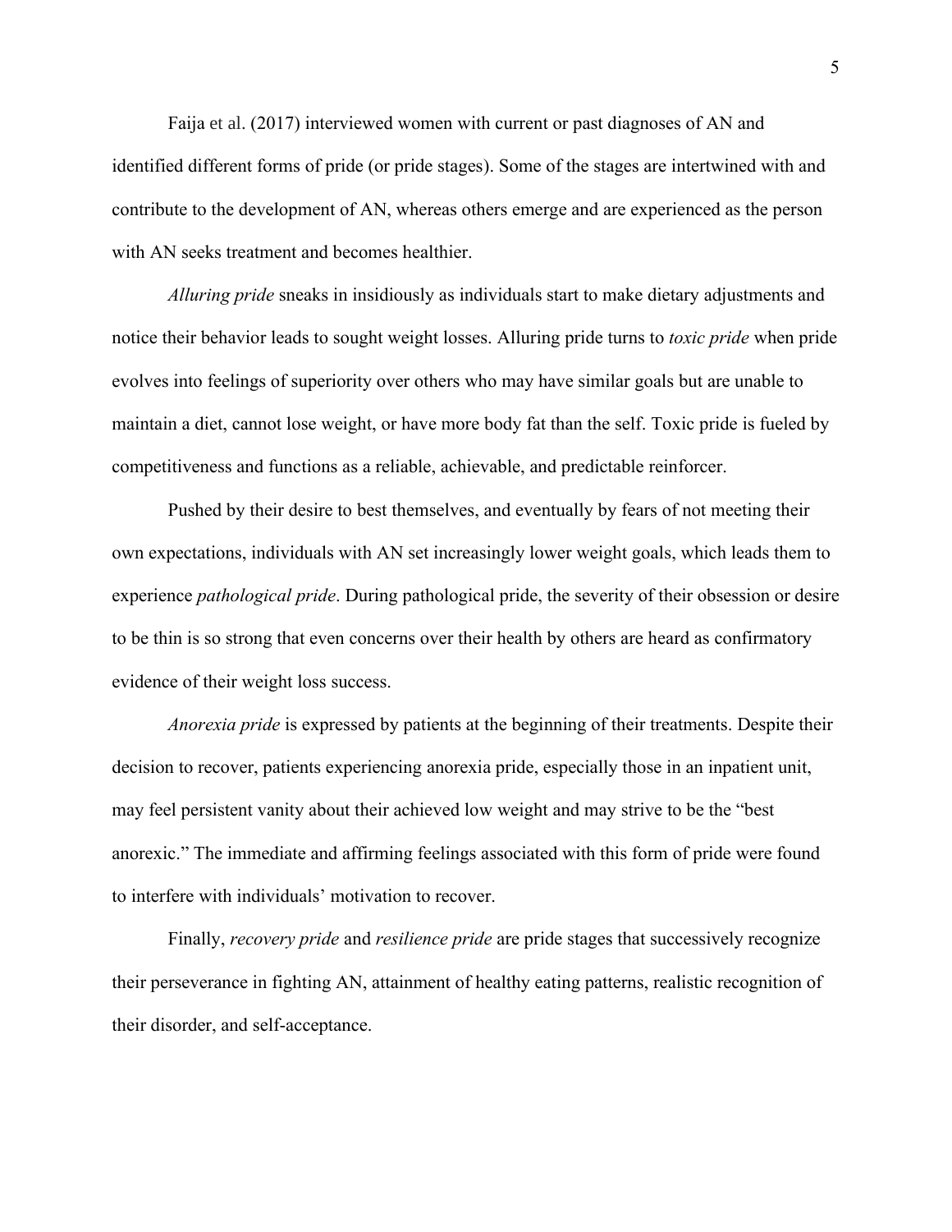Faija et al. (2017) interviewed women with current or past diagnoses of AN and identified different forms of pride (or pride stages). Some of the stages are intertwined with and contribute to the development of AN, whereas others emerge and are experienced as the person with AN seeks treatment and becomes healthier.

*Alluring pride* sneaks in insidiously as individuals start to make dietary adjustments and notice their behavior leads to sought weight losses. Alluring pride turns to *toxic pride* when pride evolves into feelings of superiority over others who may have similar goals but are unable to maintain a diet, cannot lose weight, or have more body fat than the self. Toxic pride is fueled by competitiveness and functions as a reliable, achievable, and predictable reinforcer.

Pushed by their desire to best themselves, and eventually by fears of not meeting their own expectations, individuals with AN set increasingly lower weight goals, which leads them to experience *pathological pride*. During pathological pride, the severity of their obsession or desire to be thin is so strong that even concerns over their health by others are heard as confirmatory evidence of their weight loss success.

*Anorexia pride* is expressed by patients at the beginning of their treatments. Despite their decision to recover, patients experiencing anorexia pride, especially those in an inpatient unit, may feel persistent vanity about their achieved low weight and may strive to be the "best anorexic." The immediate and affirming feelings associated with this form of pride were found to interfere with individuals' motivation to recover.

Finally, *recovery pride* and *resilience pride* are pride stages that successively recognize their perseverance in fighting AN, attainment of healthy eating patterns, realistic recognition of their disorder, and self-acceptance.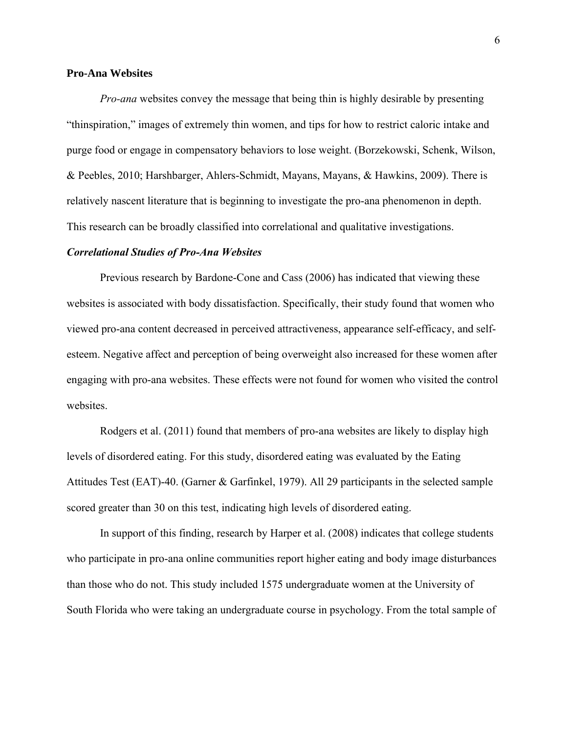**Pro-Ana Websites**

*Pro-ana* websites convey the message that being thin is highly desirable by presenting "thinspiration," images of extremely thin women, and tips for how to restrict caloric intake and purge food or engage in compensatory behaviors to lose weight. (Borzekowski, Schenk, Wilson, & Peebles, 2010; Harshbarger, Ahlers-Schmidt, Mayans, Mayans, & Hawkins, 2009). There is relatively nascent literature that is beginning to investigate the pro-ana phenomenon in depth. This research can be broadly classified into correlational and qualitative investigations.

***Correlational Studies of Pro-Ana Websites***

Previous research by Bardone-Cone and Cass (2006) has indicated that viewing these websites is associated with body dissatisfaction. Specifically, their study found that women who viewed pro-ana content decreased in perceived attractiveness, appearance self-efficacy, and self-esteem. Negative affect and perception of being overweight also increased for these women after engaging with pro-ana websites. These effects were not found for women who visited the control websites.

Rodgers et al. (2011) found that members of pro-ana websites are likely to display high levels of disordered eating. For this study, disordered eating was evaluated by the Eating Attitudes Test (EAT)-40. (Garner & Garfinkel, 1979). All 29 participants in the selected sample scored greater than 30 on this test, indicating high levels of disordered eating.

In support of this finding, research by Harper et al. (2008) indicates that college students who participate in pro-ana online communities report higher eating and body image disturbances than those who do not. This study included 1575 undergraduate women at the University of South Florida who were taking an undergraduate course in psychology. From the total sample of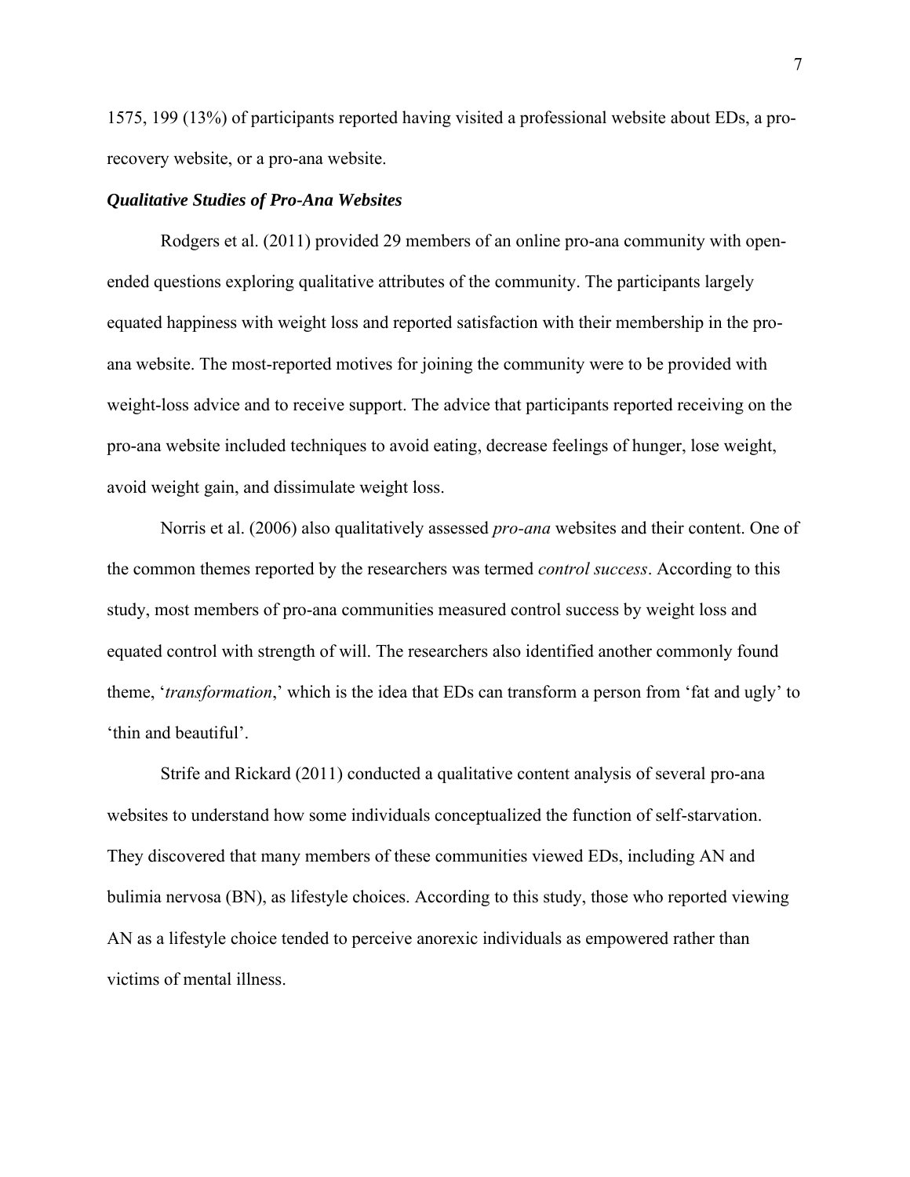1575, 199 (13%) of participants reported having visited a professional website about EDs, a pro-recovery website, or a pro-ana website.

### ***Qualitative Studies of Pro-Ana Websites***

Rodgers et al. (2011) provided 29 members of an online pro-ana community with open-ended questions exploring qualitative attributes of the community. The participants largely equated happiness with weight loss and reported satisfaction with their membership in the pro-ana website. The most-reported motives for joining the community were to be provided with weight-loss advice and to receive support. The advice that participants reported receiving on the pro-ana website included techniques to avoid eating, decrease feelings of hunger, lose weight, avoid weight gain, and dissimulate weight loss.

Norris et al. (2006) also qualitatively assessed *pro-ana* websites and their content. One of the common themes reported by the researchers was termed *control success*. According to this study, most members of pro-ana communities measured control success by weight loss and equated control with strength of will. The researchers also identified another commonly found theme, '*transformation*,' which is the idea that EDs can transform a person from 'fat and ugly' to 'thin and beautiful'.

Strife and Rickard (2011) conducted a qualitative content analysis of several pro-ana websites to understand how some individuals conceptualized the function of self-starvation. They discovered that many members of these communities viewed EDs, including AN and bulimia nervosa (BN), as lifestyle choices. According to this study, those who reported viewing AN as a lifestyle choice tended to perceive anorexic individuals as empowered rather than victims of mental illness.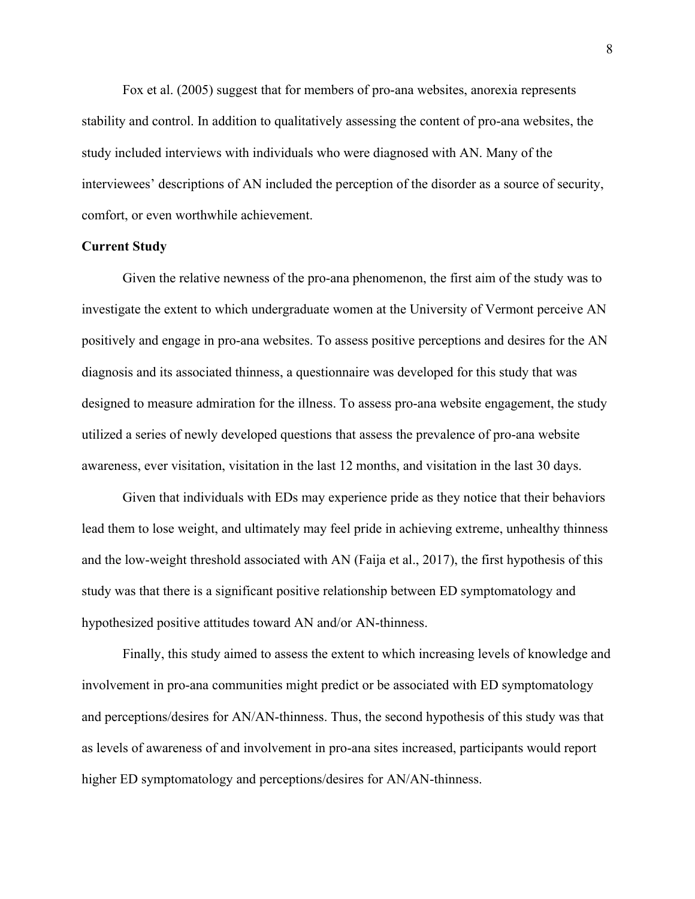Fox et al. (2005) suggest that for members of pro-ana websites, anorexia represents stability and control. In addition to qualitatively assessing the content of pro-ana websites, the study included interviews with individuals who were diagnosed with AN. Many of the interviewees' descriptions of AN included the perception of the disorder as a source of security, comfort, or even worthwhile achievement.

**Current Study**

Given the relative newness of the pro-ana phenomenon, the first aim of the study was to investigate the extent to which undergraduate women at the University of Vermont perceive AN positively and engage in pro-ana websites. To assess positive perceptions and desires for the AN diagnosis and its associated thinness, a questionnaire was developed for this study that was designed to measure admiration for the illness. To assess pro-ana website engagement, the study utilized a series of newly developed questions that assess the prevalence of pro-ana website awareness, ever visitation, visitation in the last 12 months, and visitation in the last 30 days.

Given that individuals with EDs may experience pride as they notice that their behaviors lead them to lose weight, and ultimately may feel pride in achieving extreme, unhealthy thinness and the low-weight threshold associated with AN (Faija et al., 2017), the first hypothesis of this study was that there is a significant positive relationship between ED symptomatology and hypothesized positive attitudes toward AN and/or AN-thinness.

Finally, this study aimed to assess the extent to which increasing levels of knowledge and involvement in pro-ana communities might predict or be associated with ED symptomatology and perceptions/desires for AN/AN-thinness. Thus, the second hypothesis of this study was that as levels of awareness of and involvement in pro-ana sites increased, participants would report higher ED symptomatology and perceptions/desires for AN/AN-thinness.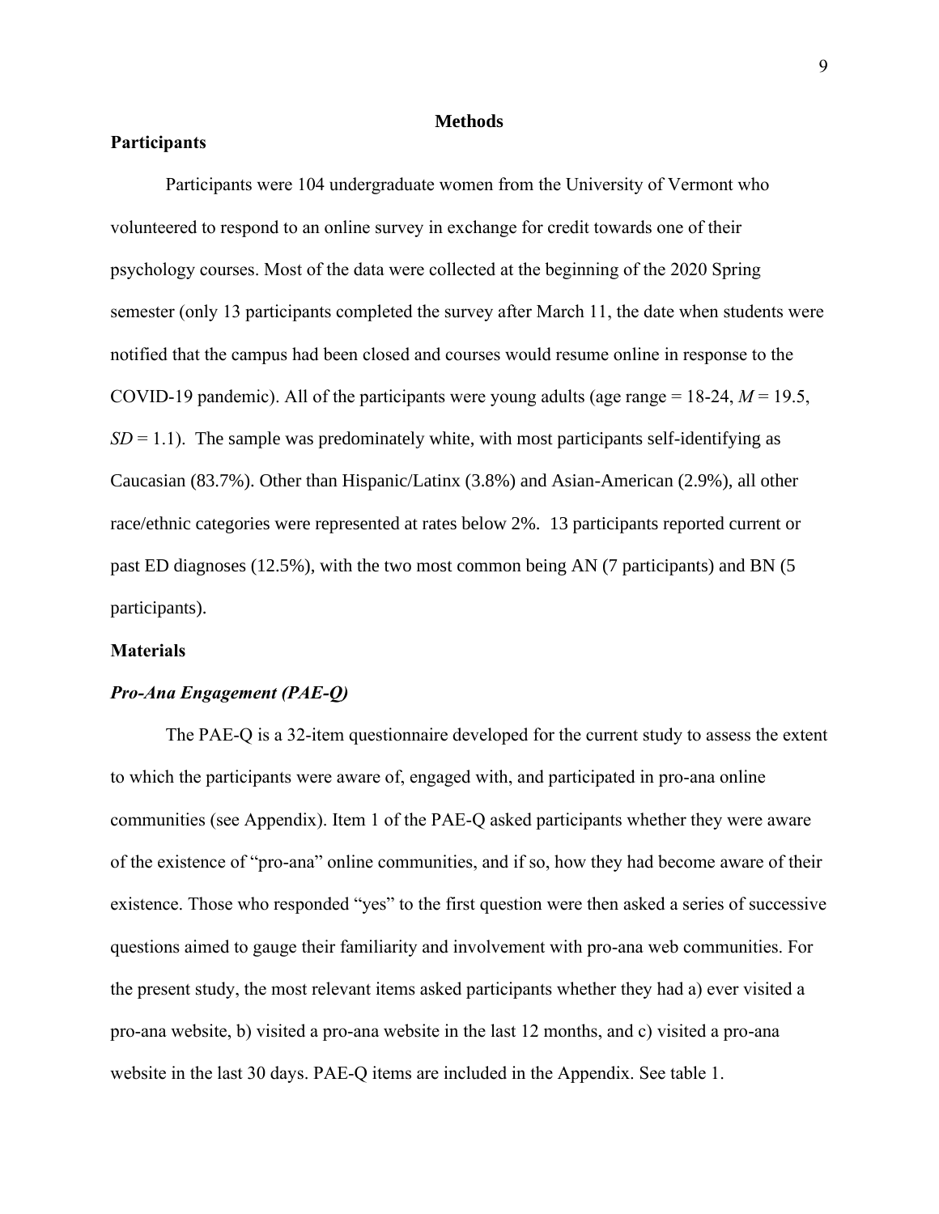# Methods

## Participants

Participants were 104 undergraduate women from the University of Vermont who volunteered to respond to an online survey in exchange for credit towards one of their psychology courses. Most of the data were collected at the beginning of the 2020 Spring semester (only 13 participants completed the survey after March 11, the date when students were notified that the campus had been closed and courses would resume online in response to the COVID-19 pandemic). All of the participants were young adults (age range = 18-24, $M = 19.5$, $SD = 1.1$). The sample was predominately white, with most participants self-identifying as Caucasian (83.7%). Other than Hispanic/Latinx (3.8%) and Asian-American (2.9%), all other race/ethnic categories were represented at rates below 2%. 13 participants reported current or past ED diagnoses (12.5%), with the two most common being AN (7 participants) and BN (5 participants).

## Materials

### *Pro-Ana Engagement (PAE-Q)*

The PAE-Q is a 32-item questionnaire developed for the current study to assess the extent to which the participants were aware of, engaged with, and participated in pro-ana online communities (see Appendix). Item 1 of the PAE-Q asked participants whether they were aware of the existence of "pro-ana" online communities, and if so, how they had become aware of their existence. Those who responded "yes" to the first question were then asked a series of successive questions aimed to gauge their familiarity and involvement with pro-ana web communities. For the present study, the most relevant items asked participants whether they had a) ever visited a pro-ana website, b) visited a pro-ana website in the last 12 months, and c) visited a pro-ana website in the last 30 days. PAE-Q items are included in the Appendix. See table 1.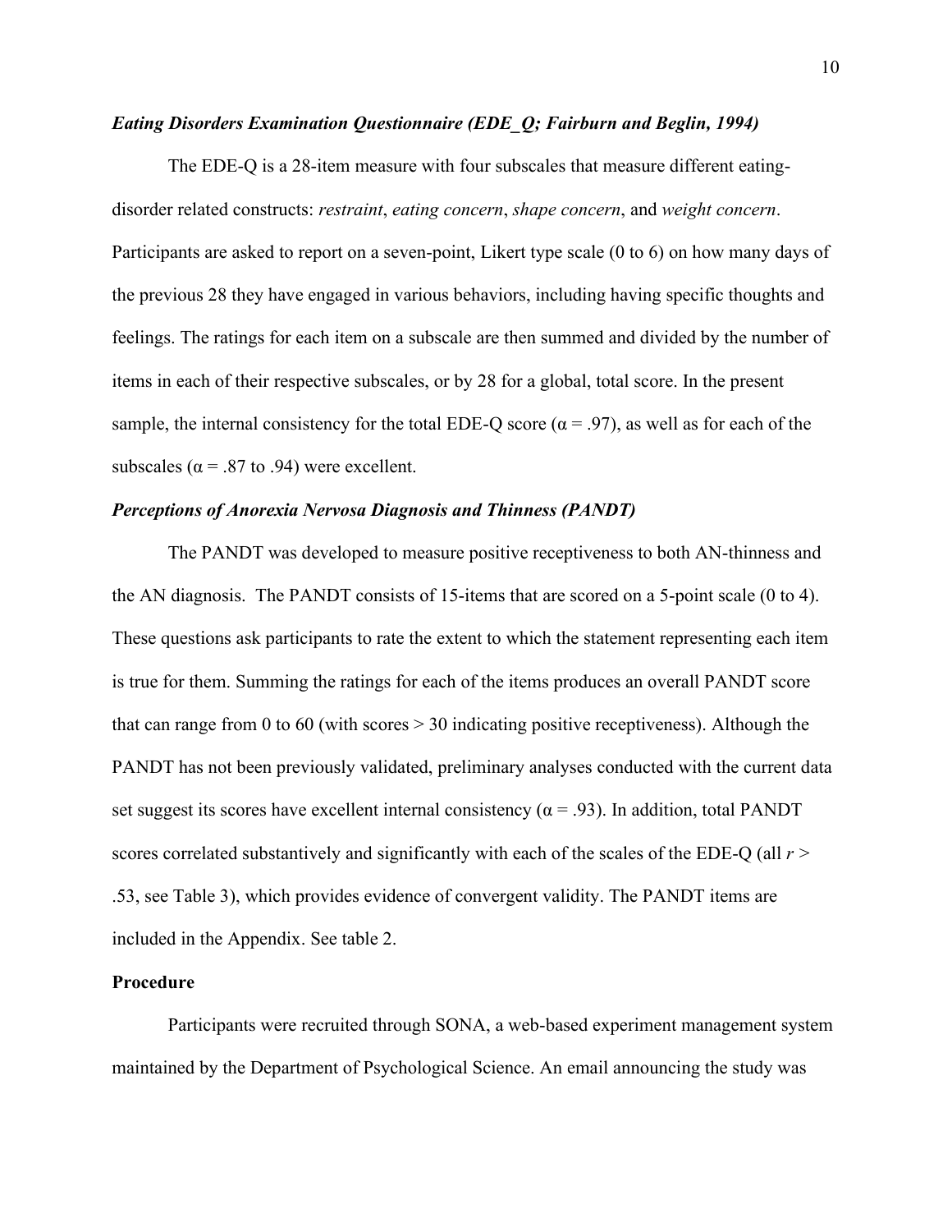### *Eating Disorders Examination Questionnaire (EDE_Q; Fairburn and Beglin, 1994)*

The EDE-Q is a 28-item measure with four subscales that measure different eating-disorder related constructs: *restraint*, *eating concern*, *shape concern*, and *weight concern*. Participants are asked to report on a seven-point, Likert type scale (0 to 6) on how many days of the previous 28 they have engaged in various behaviors, including having specific thoughts and feelings. The ratings for each item on a subscale are then summed and divided by the number of items in each of their respective subscales, or by 28 for a global, total score. In the present sample, the internal consistency for the total EDE-Q score ($\alpha = .97$), as well as for each of the subscales ($\alpha = .87$ to $.94$) were excellent.

### *Perceptions of Anorexia Nervosa Diagnosis and Thinness (PANDT)*

The PANDT was developed to measure positive receptiveness to both AN-thinness and the AN diagnosis. The PANDT consists of 15-items that are scored on a 5-point scale (0 to 4). These questions ask participants to rate the extent to which the statement representing each item is true for them. Summing the ratings for each of the items produces an overall PANDT score that can range from 0 to 60 (with scores > 30 indicating positive receptiveness). Although the PANDT has not been previously validated, preliminary analyses conducted with the current data set suggest its scores have excellent internal consistency ($\alpha = .93$). In addition, total PANDT scores correlated substantively and significantly with each of the scales of the EDE-Q (all $r > .53$, see Table 3), which provides evidence of convergent validity. The PANDT items are included in the Appendix. See table 2.

## Procedure

Participants were recruited through SONA, a web-based experiment management system maintained by the Department of Psychological Science. An email announcing the study was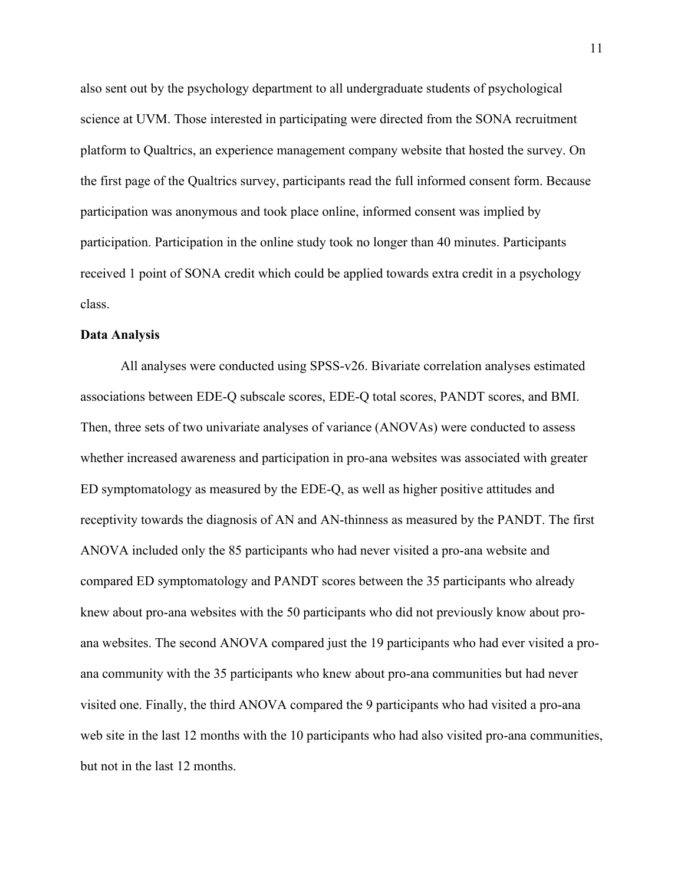also sent out by the psychology department to all undergraduate students of psychological science at UVM. Those interested in participating were directed from the SONA recruitment platform to Qualtrics, an experience management company website that hosted the survey. On the first page of the Qualtrics survey, participants read the full informed consent form. Because participation was anonymous and took place online, informed consent was implied by participation. Participation in the online study took no longer than 40 minutes. Participants received 1 point of SONA credit which could be applied towards extra credit in a psychology class.

**Data Analysis**

All analyses were conducted using SPSS-v26. Bivariate correlation analyses estimated associations between EDE-Q subscale scores, EDE-Q total scores, PANDT scores, and BMI. Then, three sets of two univariate analyses of variance (ANOVAs) were conducted to assess whether increased awareness and participation in pro-ana websites was associated with greater ED symptomatology as measured by the EDE-Q, as well as higher positive attitudes and receptivity towards the diagnosis of AN and AN-thinness as measured by the PANDT. The first ANOVA included only the 85 participants who had never visited a pro-ana website and compared ED symptomatology and PANDT scores between the 35 participants who already knew about pro-ana websites with the 50 participants who did not previously know about pro-ana websites. The second ANOVA compared just the 19 participants who had ever visited a pro-ana community with the 35 participants who knew about pro-ana communities but had never visited one. Finally, the third ANOVA compared the 9 participants who had visited a pro-ana web site in the last 12 months with the 10 participants who had also visited pro-ana communities, but not in the last 12 months.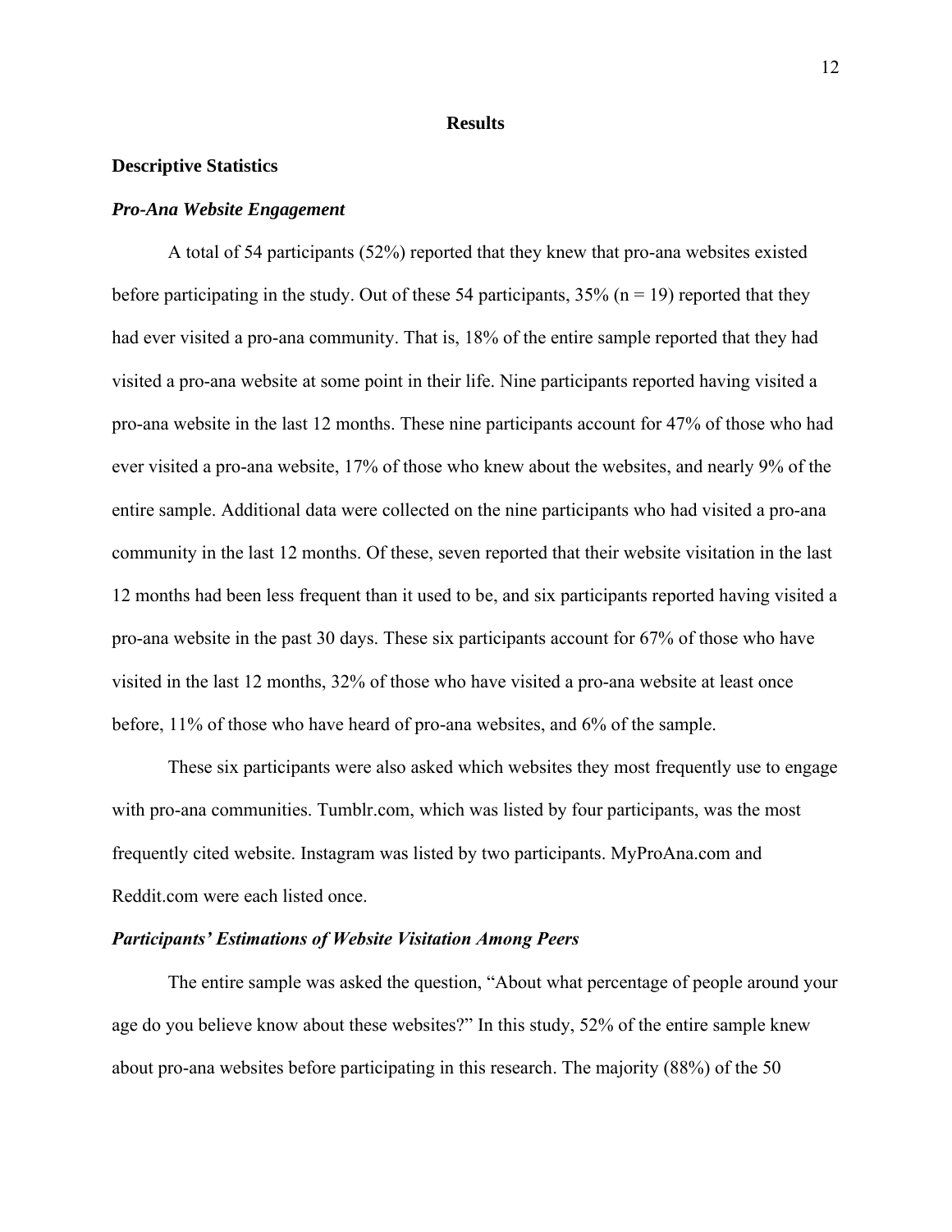# Results

## Descriptive Statistics

### *Pro-Ana Website Engagement*

A total of 54 participants (52%) reported that they knew that pro-ana websites existed before participating in the study. Out of these 54 participants, 35% (n = 19) reported that they had ever visited a pro-ana community. That is, 18% of the entire sample reported that they had visited a pro-ana website at some point in their life. Nine participants reported having visited a pro-ana website in the last 12 months. These nine participants account for 47% of those who had ever visited a pro-ana website, 17% of those who knew about the websites, and nearly 9% of the entire sample. Additional data were collected on the nine participants who had visited a pro-ana community in the last 12 months. Of these, seven reported that their website visitation in the last 12 months had been less frequent than it used to be, and six participants reported having visited a pro-ana website in the past 30 days. These six participants account for 67% of those who have visited in the last 12 months, 32% of those who have visited a pro-ana website at least once before, 11% of those who have heard of pro-ana websites, and 6% of the sample.

These six participants were also asked which websites they most frequently use to engage with pro-ana communities. Tumblr.com, which was listed by four participants, was the most frequently cited website. Instagram was listed by two participants. MyProAna.com and Reddit.com were each listed once.

### *Participants' Estimations of Website Visitation Among Peers*

The entire sample was asked the question, "About what percentage of people around your age do you believe know about these websites?" In this study, 52% of the entire sample knew about pro-ana websites before participating in this research. The majority (88%) of the 50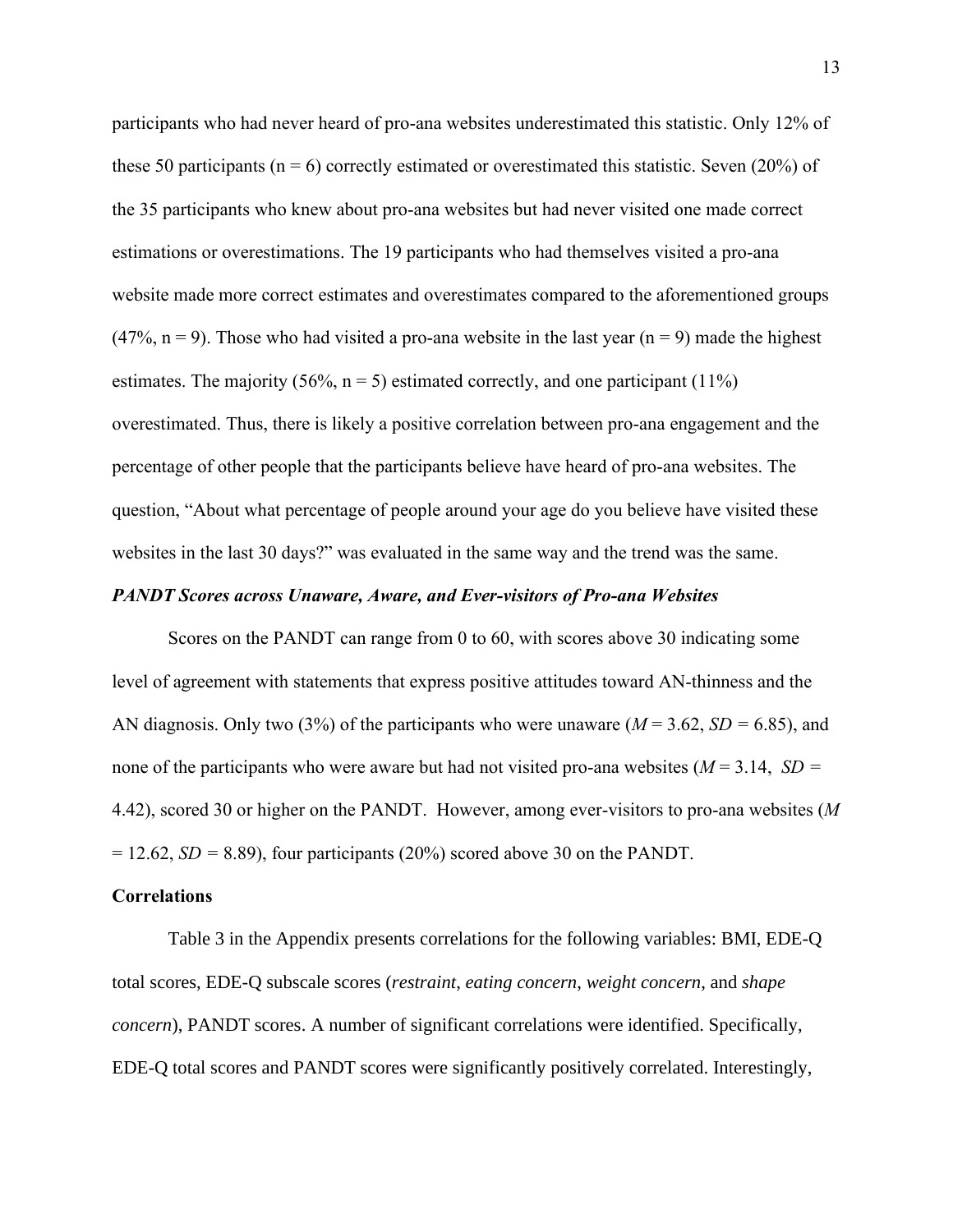participants who had never heard of pro-ana websites underestimated this statistic. Only 12% of these 50 participants (n = 6) correctly estimated or overestimated this statistic. Seven (20%) of the 35 participants who knew about pro-ana websites but had never visited one made correct estimations or overestimations. The 19 participants who had themselves visited a pro-ana website made more correct estimates and overestimates compared to the aforementioned groups (47%, n = 9). Those who had visited a pro-ana website in the last year (n = 9) made the highest estimates. The majority (56%, n = 5) estimated correctly, and one participant (11%) overestimated. Thus, there is likely a positive correlation between pro-ana engagement and the percentage of other people that the participants believe have heard of pro-ana websites. The question, "About what percentage of people around your age do you believe have visited these websites in the last 30 days?" was evaluated in the same way and the trend was the same.

### *PANDT Scores across Unaware, Aware, and Ever-visitors of Pro-ana Websites*

Scores on the PANDT can range from 0 to 60, with scores above 30 indicating some level of agreement with statements that express positive attitudes toward AN-thinness and the AN diagnosis. Only two (3%) of the participants who were unaware ($M = 3.62$, $SD = 6.85$), and none of the participants who were aware but had not visited pro-ana websites ($M = 3.14$, $SD = 4.42$), scored 30 or higher on the PANDT. However, among ever-visitors to pro-ana websites ($M = 12.62$, $SD = 8.89$), four participants (20%) scored above 30 on the PANDT.

## Correlations

Table 3 in the Appendix presents correlations for the following variables: BMI, EDE-Q total scores, EDE-Q subscale scores (*restraint*, *eating concern*, *weight concern*, and *shape concern*), PANDT scores. A number of significant correlations were identified. Specifically, EDE-Q total scores and PANDT scores were significantly positively correlated. Interestingly,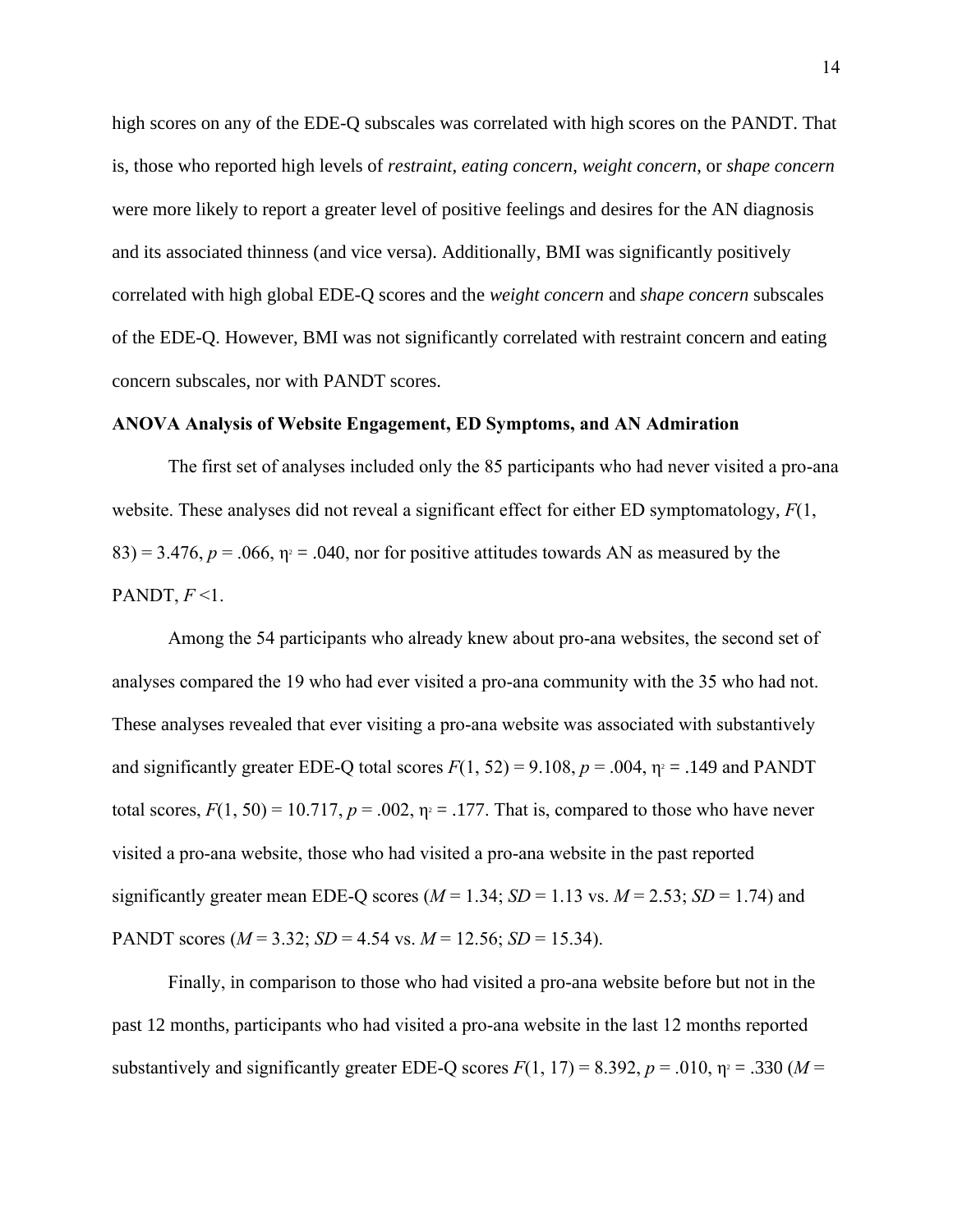high scores on any of the EDE-Q subscales was correlated with high scores on the PANDT. That is, those who reported high levels of *restraint*, *eating concern*, *weight concern*, or *shape concern* were more likely to report a greater level of positive feelings and desires for the AN diagnosis and its associated thinness (and vice versa). Additionally, BMI was significantly positively correlated with high global EDE-Q scores and the *weight concern* and *shape concern* subscales of the EDE-Q. However, BMI was not significantly correlated with restraint concern and eating concern subscales, nor with PANDT scores.

**ANOVA Analysis of Website Engagement, ED Symptoms, and AN Admiration**

The first set of analyses included only the 85 participants who had never visited a pro-ana website. These analyses did not reveal a significant effect for either ED symptomatology, $F(1, 83) = 3.476$, $p = .066$, $\eta^2 = .040$, nor for positive attitudes towards AN as measured by the PANDT, $F < 1$.

Among the 54 participants who already knew about pro-ana websites, the second set of analyses compared the 19 who had ever visited a pro-ana community with the 35 who had not. These analyses revealed that ever visiting a pro-ana website was associated with substantively and significantly greater EDE-Q total scores $F(1, 52) = 9.108$, $p = .004$, $\eta^2 = .149$ and PANDT total scores, $F(1, 50) = 10.717$, $p = .002$, $\eta^2 = .177$. That is, compared to those who have never visited a pro-ana website, those who had visited a pro-ana website in the past reported significantly greater mean EDE-Q scores ($M = 1.34$; $SD = 1.13$ vs. $M = 2.53$; $SD = 1.74$) and PANDT scores ($M = 3.32$; $SD = 4.54$ vs. $M = 12.56$; $SD = 15.34$).

Finally, in comparison to those who had visited a pro-ana website before but not in the past 12 months, participants who had visited a pro-ana website in the last 12 months reported substantively and significantly greater EDE-Q scores $F(1, 17) = 8.392$, $p = .010$, $\eta^2 = .330$ ($M =$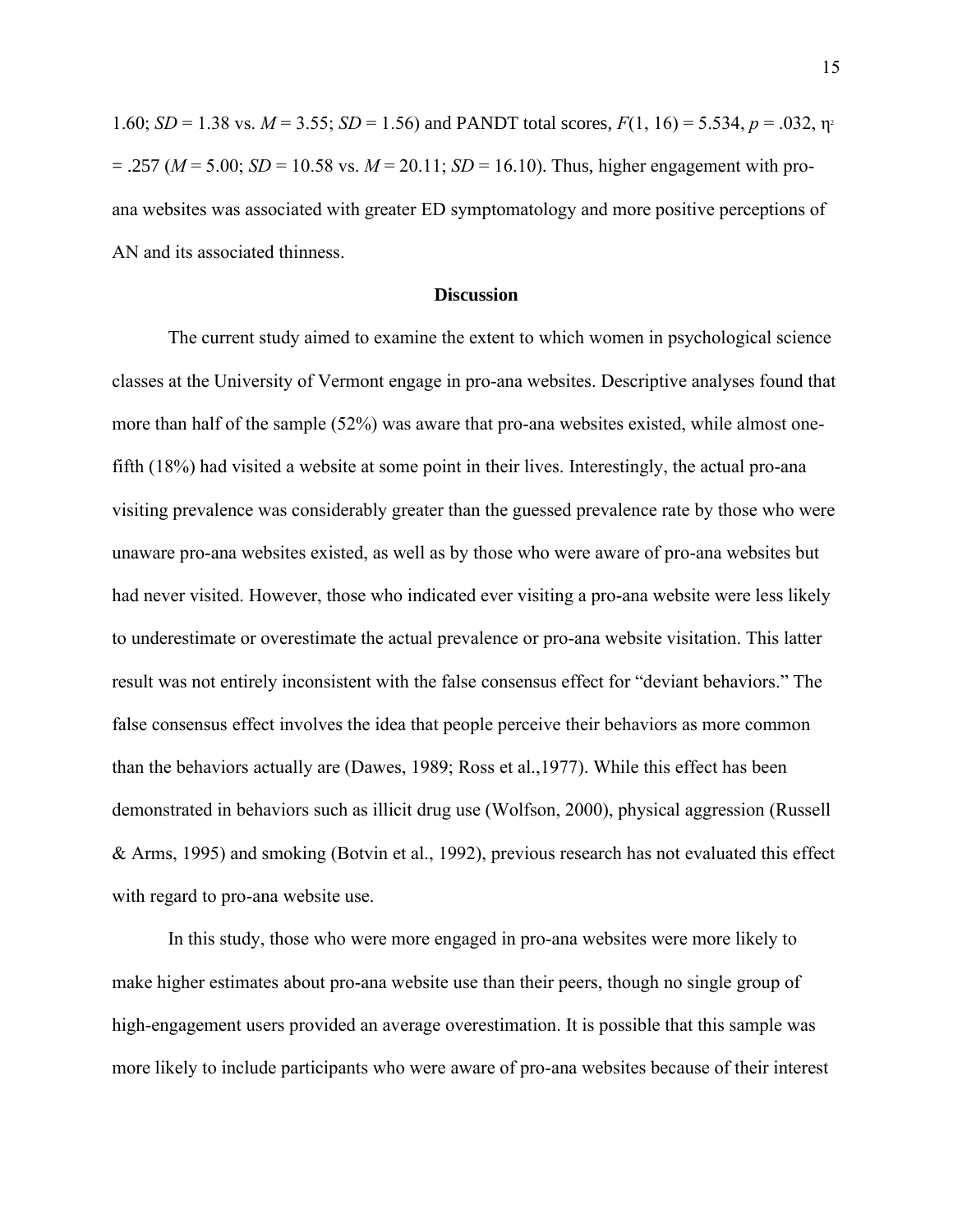1.60; $SD = 1.38$ vs. $M = 3.55$; $SD = 1.56$) and PANDT total scores, $F(1, 16) = 5.534$, $p = .032$, $\eta^2 = .257$ ($M = 5.00$; $SD = 10.58$ vs. $M = 20.11$; $SD = 16.10$). Thus, higher engagement with pro-ana websites was associated with greater ED symptomatology and more positive perceptions of AN and its associated thinness.

## Discussion

The current study aimed to examine the extent to which women in psychological science classes at the University of Vermont engage in pro-ana websites. Descriptive analyses found that more than half of the sample (52%) was aware that pro-ana websites existed, while almost one-fifth (18%) had visited a website at some point in their lives. Interestingly, the actual pro-ana visiting prevalence was considerably greater than the guessed prevalence rate by those who were unaware pro-ana websites existed, as well as by those who were aware of pro-ana websites but had never visited. However, those who indicated ever visiting a pro-ana website were less likely to underestimate or overestimate the actual prevalence or pro-ana website visitation. This latter result was not entirely inconsistent with the false consensus effect for "deviant behaviors." The false consensus effect involves the idea that people perceive their behaviors as more common than the behaviors actually are (Dawes, 1989; Ross et al.,1977). While this effect has been demonstrated in behaviors such as illicit drug use (Wolfson, 2000), physical aggression (Russell & Arms, 1995) and smoking (Botvin et al., 1992), previous research has not evaluated this effect with regard to pro-ana website use.

In this study, those who were more engaged in pro-ana websites were more likely to make higher estimates about pro-ana website use than their peers, though no single group of high-engagement users provided an average overestimation. It is possible that this sample was more likely to include participants who were aware of pro-ana websites because of their interest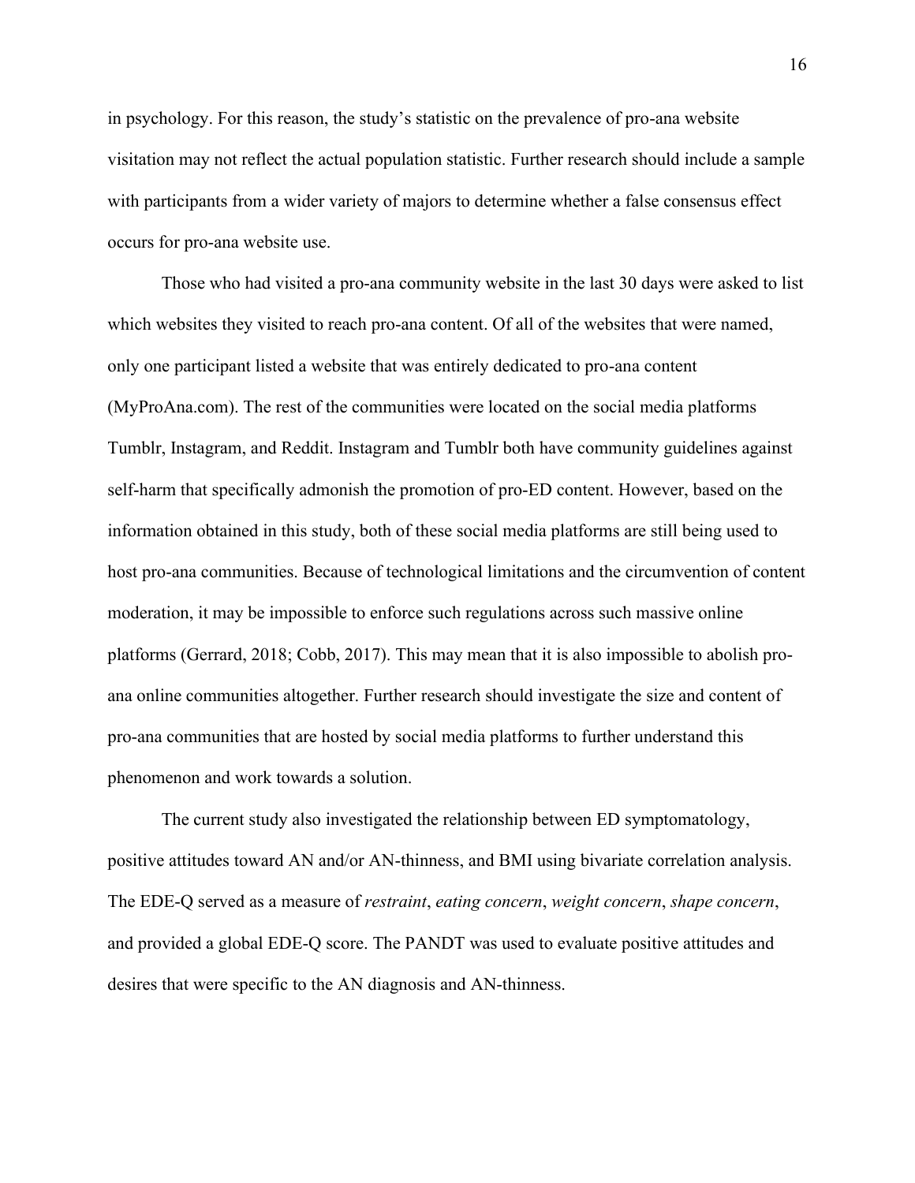in psychology. For this reason, the study's statistic on the prevalence of pro-ana website visitation may not reflect the actual population statistic. Further research should include a sample with participants from a wider variety of majors to determine whether a false consensus effect occurs for pro-ana website use.

Those who had visited a pro-ana community website in the last 30 days were asked to list which websites they visited to reach pro-ana content. Of all of the websites that were named, only one participant listed a website that was entirely dedicated to pro-ana content (MyProAna.com). The rest of the communities were located on the social media platforms Tumblr, Instagram, and Reddit. Instagram and Tumblr both have community guidelines against self-harm that specifically admonish the promotion of pro-ED content. However, based on the information obtained in this study, both of these social media platforms are still being used to host pro-ana communities. Because of technological limitations and the circumvention of content moderation, it may be impossible to enforce such regulations across such massive online platforms (Gerrard, 2018; Cobb, 2017). This may mean that it is also impossible to abolish pro-ana online communities altogether. Further research should investigate the size and content of pro-ana communities that are hosted by social media platforms to further understand this phenomenon and work towards a solution.

The current study also investigated the relationship between ED symptomatology, positive attitudes toward AN and/or AN-thinness, and BMI using bivariate correlation analysis. The EDE-Q served as a measure of *restraint*, *eating concern*, *weight concern*, *shape concern*, and provided a global EDE-Q score. The PANDT was used to evaluate positive attitudes and desires that were specific to the AN diagnosis and AN-thinness.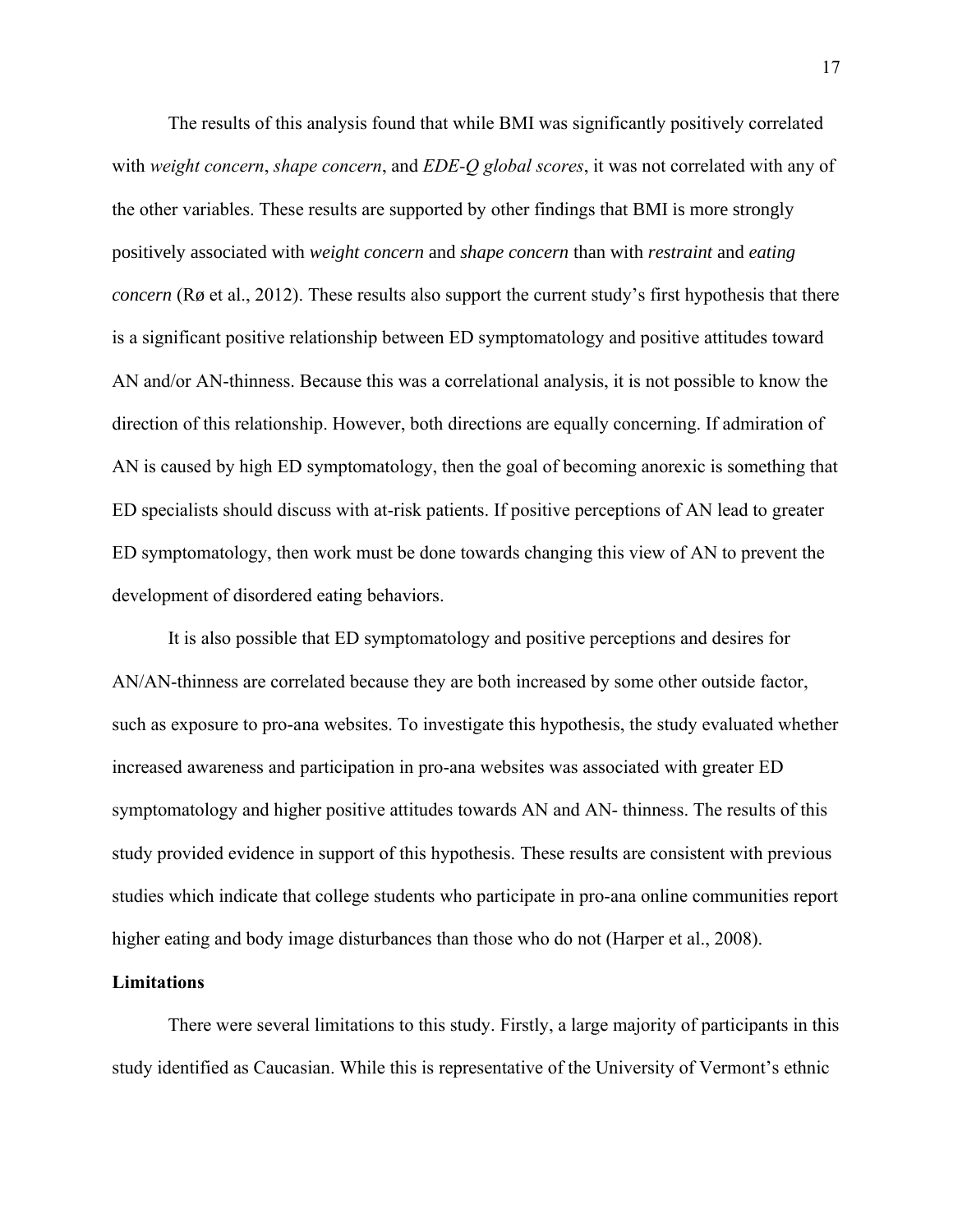The results of this analysis found that while BMI was significantly positively correlated with *weight concern*, *shape concern*, and *EDE-Q global scores*, it was not correlated with any of the other variables. These results are supported by other findings that BMI is more strongly positively associated with *weight concern* and *shape concern* than with *restraint* and *eating concern* (Rø et al., 2012). These results also support the current study's first hypothesis that there is a significant positive relationship between ED symptomatology and positive attitudes toward AN and/or AN-thinness. Because this was a correlational analysis, it is not possible to know the direction of this relationship. However, both directions are equally concerning. If admiration of AN is caused by high ED symptomatology, then the goal of becoming anorexic is something that ED specialists should discuss with at-risk patients. If positive perceptions of AN lead to greater ED symptomatology, then work must be done towards changing this view of AN to prevent the development of disordered eating behaviors.

It is also possible that ED symptomatology and positive perceptions and desires for AN/AN-thinness are correlated because they are both increased by some other outside factor, such as exposure to pro-ana websites. To investigate this hypothesis, the study evaluated whether increased awareness and participation in pro-ana websites was associated with greater ED symptomatology and higher positive attitudes towards AN and AN- thinness. The results of this study provided evidence in support of this hypothesis. These results are consistent with previous studies which indicate that college students who participate in pro-ana online communities report higher eating and body image disturbances than those who do not (Harper et al., 2008).

**Limitations**

There were several limitations to this study. Firstly, a large majority of participants in this study identified as Caucasian. While this is representative of the University of Vermont's ethnic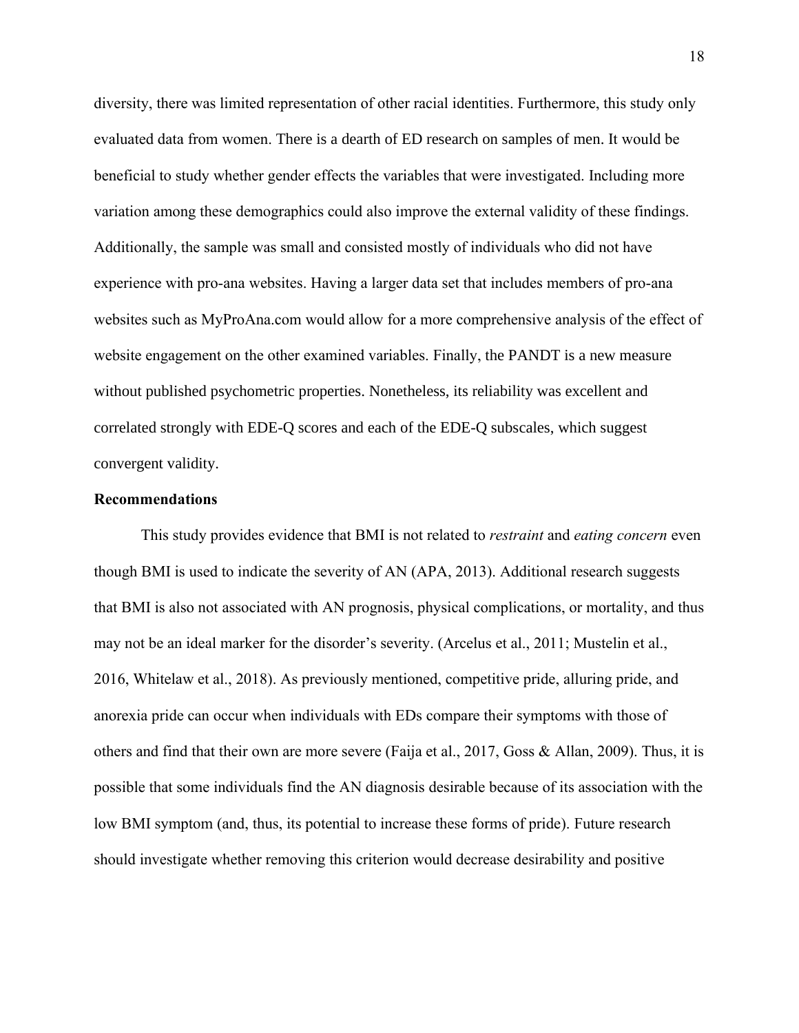diversity, there was limited representation of other racial identities. Furthermore, this study only evaluated data from women. There is a dearth of ED research on samples of men. It would be beneficial to study whether gender effects the variables that were investigated. Including more variation among these demographics could also improve the external validity of these findings. Additionally, the sample was small and consisted mostly of individuals who did not have experience with pro-ana websites. Having a larger data set that includes members of pro-ana websites such as MyProAna.com would allow for a more comprehensive analysis of the effect of website engagement on the other examined variables. Finally, the PANDT is a new measure without published psychometric properties. Nonetheless, its reliability was excellent and correlated strongly with EDE-Q scores and each of the EDE-Q subscales, which suggest convergent validity.

**Recommendations**

This study provides evidence that BMI is not related to *restraint* and *eating concern* even though BMI is used to indicate the severity of AN (APA, 2013). Additional research suggests that BMI is also not associated with AN prognosis, physical complications, or mortality, and thus may not be an ideal marker for the disorder's severity. (Arcelus et al., 2011; Mustelin et al., 2016, Whitelaw et al., 2018). As previously mentioned, competitive pride, alluring pride, and anorexia pride can occur when individuals with EDs compare their symptoms with those of others and find that their own are more severe (Faija et al., 2017, Goss & Allan, 2009). Thus, it is possible that some individuals find the AN diagnosis desirable because of its association with the low BMI symptom (and, thus, its potential to increase these forms of pride). Future research should investigate whether removing this criterion would decrease desirability and positive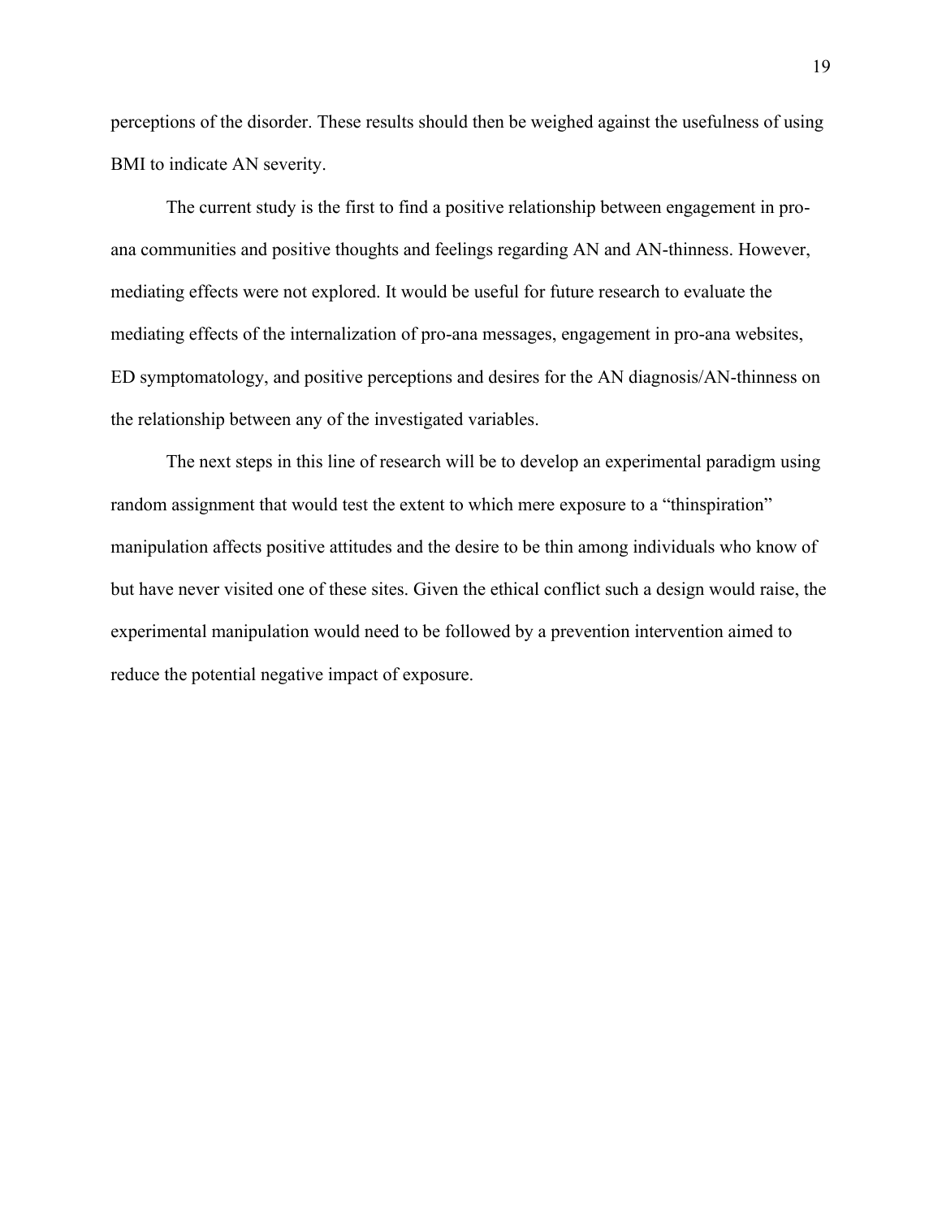perceptions of the disorder. These results should then be weighed against the usefulness of using BMI to indicate AN severity.

The current study is the first to find a positive relationship between engagement in pro-ana communities and positive thoughts and feelings regarding AN and AN-thinness. However, mediating effects were not explored. It would be useful for future research to evaluate the mediating effects of the internalization of pro-ana messages, engagement in pro-ana websites, ED symptomatology, and positive perceptions and desires for the AN diagnosis/AN-thinness on the relationship between any of the investigated variables.

The next steps in this line of research will be to develop an experimental paradigm using random assignment that would test the extent to which mere exposure to a "thinspiration" manipulation affects positive attitudes and the desire to be thin among individuals who know of but have never visited one of these sites. Given the ethical conflict such a design would raise, the experimental manipulation would need to be followed by a prevention intervention aimed to reduce the potential negative impact of exposure.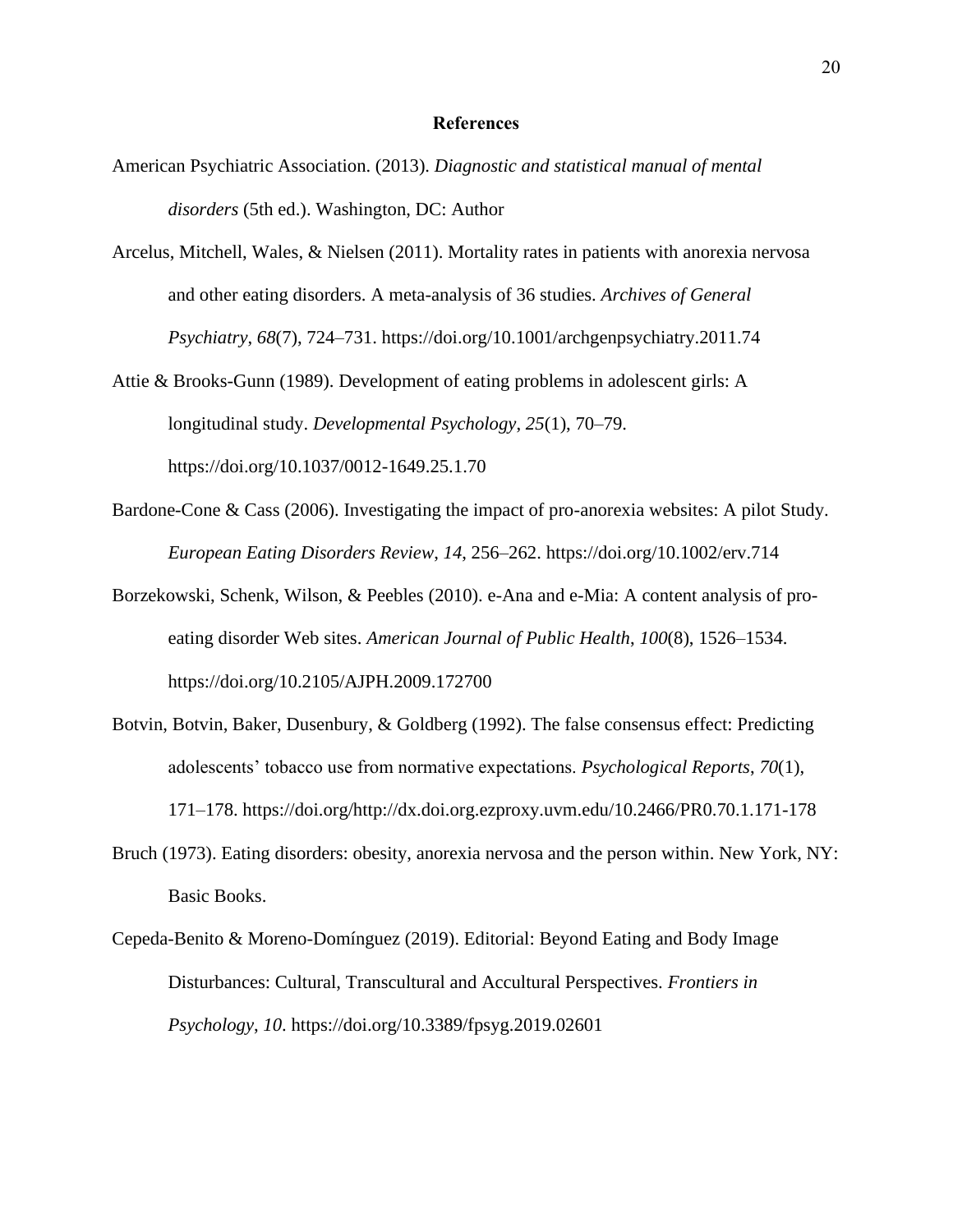# References

American Psychiatric Association. (2013). *Diagnostic and statistical manual of mental disorders* (5th ed.). Washington, DC: Author

Arcelus, Mitchell, Wales, & Nielsen (2011). Mortality rates in patients with anorexia nervosa and other eating disorders. A meta-analysis of 36 studies. *Archives of General Psychiatry*, *68*(7), 724–731. https://doi.org/10.1001/archgenpsychiatry.2011.74

Attie & Brooks-Gunn (1989). Development of eating problems in adolescent girls: A longitudinal study. *Developmental Psychology*, *25*(1), 70–79. https://doi.org/10.1037/0012-1649.25.1.70

Bardone-Cone & Cass (2006). Investigating the impact of pro-anorexia websites: A pilot Study. *European Eating Disorders Review*, *14*, 256–262. https://doi.org/10.1002/erv.714

Borzekowski, Schenk, Wilson, & Peebles (2010). e-Ana and e-Mia: A content analysis of pro-eating disorder Web sites. *American Journal of Public Health*, *100*(8), 1526–1534. https://doi.org/10.2105/AJPH.2009.172700

Botvin, Botvin, Baker, Dusenbury, & Goldberg (1992). The false consensus effect: Predicting adolescents' tobacco use from normative expectations. *Psychological Reports*, *70*(1), 171–178. https://doi.org/http://dx.doi.org.ezproxy.uvm.edu/10.2466/PR0.70.1.171-178

Bruch (1973). Eating disorders: obesity, anorexia nervosa and the person within. New York, NY: Basic Books.

Cepeda-Benito & Moreno-Domínguez (2019). Editorial: Beyond Eating and Body Image Disturbances: Cultural, Transcultural and Accultural Perspectives. *Frontiers in Psychology*, *10*. https://doi.org/10.3389/fpsyg.2019.02601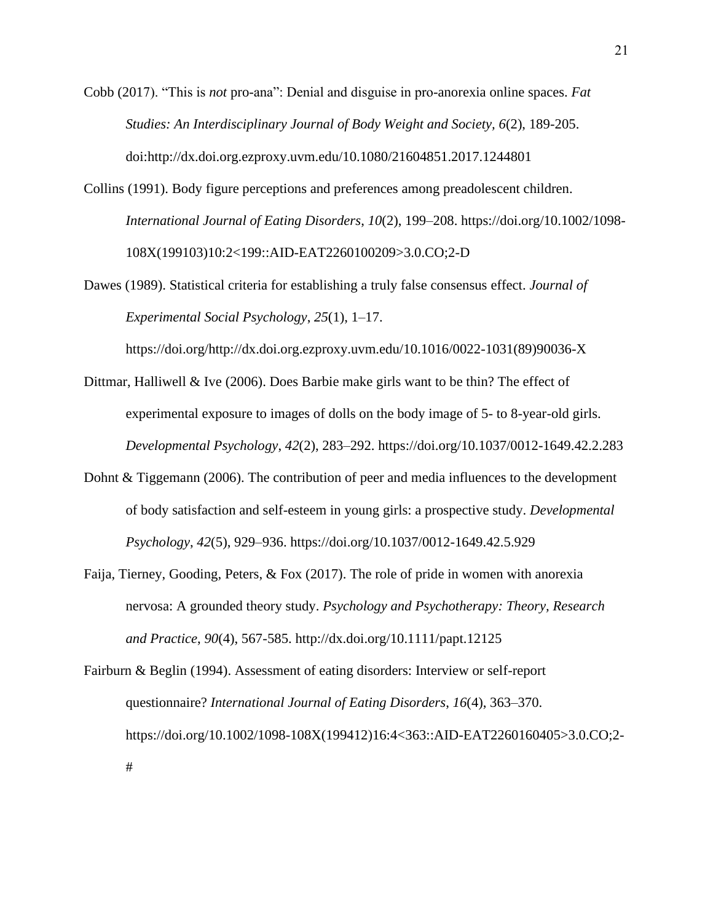Cobb (2017). “This is *not* pro-ana”: Denial and disguise in pro-anorexia online spaces. *Fat Studies: An Interdisciplinary Journal of Body Weight and Society*, *6*(2), 189-205. doi:http://dx.doi.org.ezproxy.uvm.edu/10.1080/21604851.2017.1244801

Collins (1991). Body figure perceptions and preferences among preadolescent children. *International Journal of Eating Disorders*, *10*(2), 199–208. https://doi.org/10.1002/1098-108X(199103)10:2<199::AID-EAT2260100209>3.0.CO;2-D

Dawes (1989). Statistical criteria for establishing a truly false consensus effect. *Journal of Experimental Social Psychology*, *25*(1), 1–17. https://doi.org/http://dx.doi.org.ezproxy.uvm.edu/10.1016/0022-1031(89)90036-X

Dittmar, Halliwell & Ive (2006). Does Barbie make girls want to be thin? The effect of experimental exposure to images of dolls on the body image of 5- to 8-year-old girls. *Developmental Psychology*, *42*(2), 283–292. https://doi.org/10.1037/0012-1649.42.2.283

Dohnt & Tiggemann (2006). The contribution of peer and media influences to the development of body satisfaction and self-esteem in young girls: a prospective study. *Developmental Psychology*, *42*(5), 929–936. https://doi.org/10.1037/0012-1649.42.5.929

Faija, Tierney, Gooding, Peters, & Fox (2017). The role of pride in women with anorexia nervosa: A grounded theory study. *Psychology and Psychotherapy: Theory, Research and Practice*, *90*(4), 567-585. http://dx.doi.org/10.1111/papt.12125

Fairburn & Beglin (1994). Assessment of eating disorders: Interview or self-report questionnaire? *International Journal of Eating Disorders*, *16*(4), 363–370. https://doi.org/10.1002/1098-108X(199412)16:4<363::AID-EAT2260160405>3.0.CO;2-#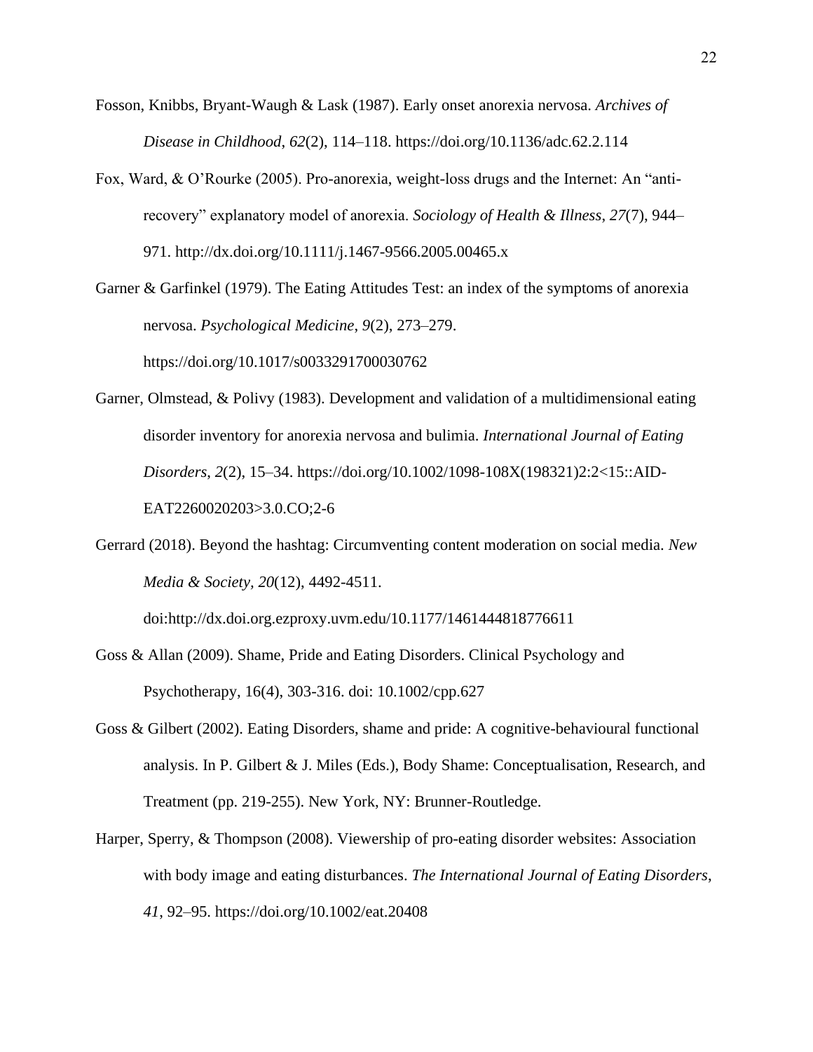Fosson, Knibbs, Bryant-Waugh & Lask (1987). Early onset anorexia nervosa. *Archives of Disease in Childhood*, *62*(2), 114–118. https://doi.org/10.1136/adc.62.2.114

Fox, Ward, & O'Rourke (2005). Pro-anorexia, weight-loss drugs and the Internet: An "anti-recovery" explanatory model of anorexia. *Sociology of Health & Illness*, *27*(7), 944–971. http://dx.doi.org/10.1111/j.1467-9566.2005.00465.x

Garner & Garfinkel (1979). The Eating Attitudes Test: an index of the symptoms of anorexia nervosa. *Psychological Medicine*, *9*(2), 273–279. https://doi.org/10.1017/s0033291700030762

Garner, Olmstead, & Polivy (1983). Development and validation of a multidimensional eating disorder inventory for anorexia nervosa and bulimia. *International Journal of Eating Disorders*, *2*(2), 15–34. https://doi.org/10.1002/1098-108X(198321)2:2<15::AID-EAT2260020203>3.0.CO;2-6

Gerrard (2018). Beyond the hashtag: Circumventing content moderation on social media. *New Media & Society, 20*(12), 4492-4511. doi:http://dx.doi.org.ezproxy.uvm.edu/10.1177/1461444818776611

Goss & Allan (2009). Shame, Pride and Eating Disorders. Clinical Psychology and Psychotherapy, 16(4), 303-316. doi: 10.1002/cpp.627

Goss & Gilbert (2002). Eating Disorders, shame and pride: A cognitive-behavioural functional analysis. In P. Gilbert & J. Miles (Eds.), Body Shame: Conceptualisation, Research, and Treatment (pp. 219-255). New York, NY: Brunner-Routledge.

Harper, Sperry, & Thompson (2008). Viewership of pro-eating disorder websites: Association with body image and eating disturbances. *The International Journal of Eating Disorders*, *41*, 92–95. https://doi.org/10.1002/eat.20408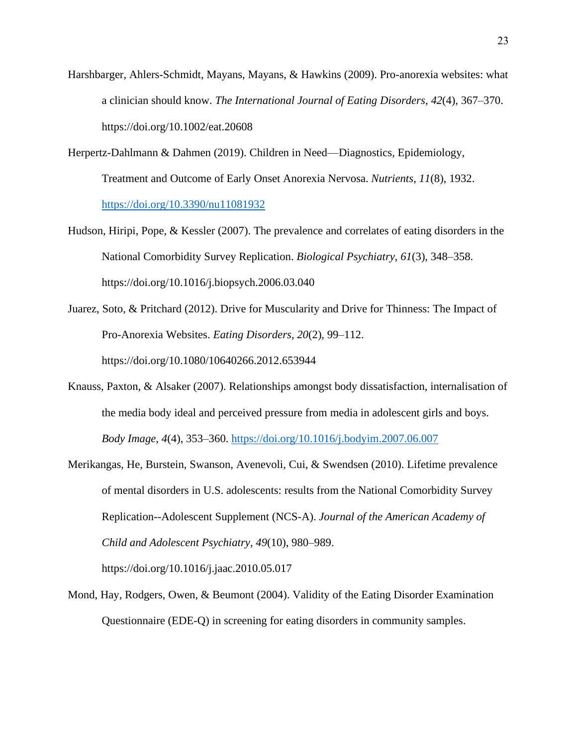Harshbarger, Ahlers-Schmidt, Mayans, Mayans, & Hawkins (2009). Pro-anorexia websites: what a clinician should know. *The International Journal of Eating Disorders*, *42*(4), 367–370. https://doi.org/10.1002/eat.20608

Herpertz-Dahlmann & Dahmen (2019). Children in Need—Diagnostics, Epidemiology, Treatment and Outcome of Early Onset Anorexia Nervosa. *Nutrients*, *11*(8), 1932. https://doi.org/10.3390/nu11081932

Hudson, Hiripi, Pope, & Kessler (2007). The prevalence and correlates of eating disorders in the National Comorbidity Survey Replication. *Biological Psychiatry*, *61*(3), 348–358. https://doi.org/10.1016/j.biopsych.2006.03.040

Juarez, Soto, & Pritchard (2012). Drive for Muscularity and Drive for Thinness: The Impact of Pro-Anorexia Websites. *Eating Disorders*, *20*(2), 99–112. https://doi.org/10.1080/10640266.2012.653944

Knauss, Paxton, & Alsaker (2007). Relationships amongst body dissatisfaction, internalisation of the media body ideal and perceived pressure from media in adolescent girls and boys. *Body Image*, *4*(4), 353–360. https://doi.org/10.1016/j.bodyim.2007.06.007

Merikangas, He, Burstein, Swanson, Avenevoli, Cui, & Swendsen (2010). Lifetime prevalence of mental disorders in U.S. adolescents: results from the National Comorbidity Survey Replication--Adolescent Supplement (NCS-A). *Journal of the American Academy of Child and Adolescent Psychiatry*, *49*(10), 980–989. https://doi.org/10.1016/j.jaac.2010.05.017

Mond, Hay, Rodgers, Owen, & Beumont (2004). Validity of the Eating Disorder Examination Questionnaire (EDE-Q) in screening for eating disorders in community samples.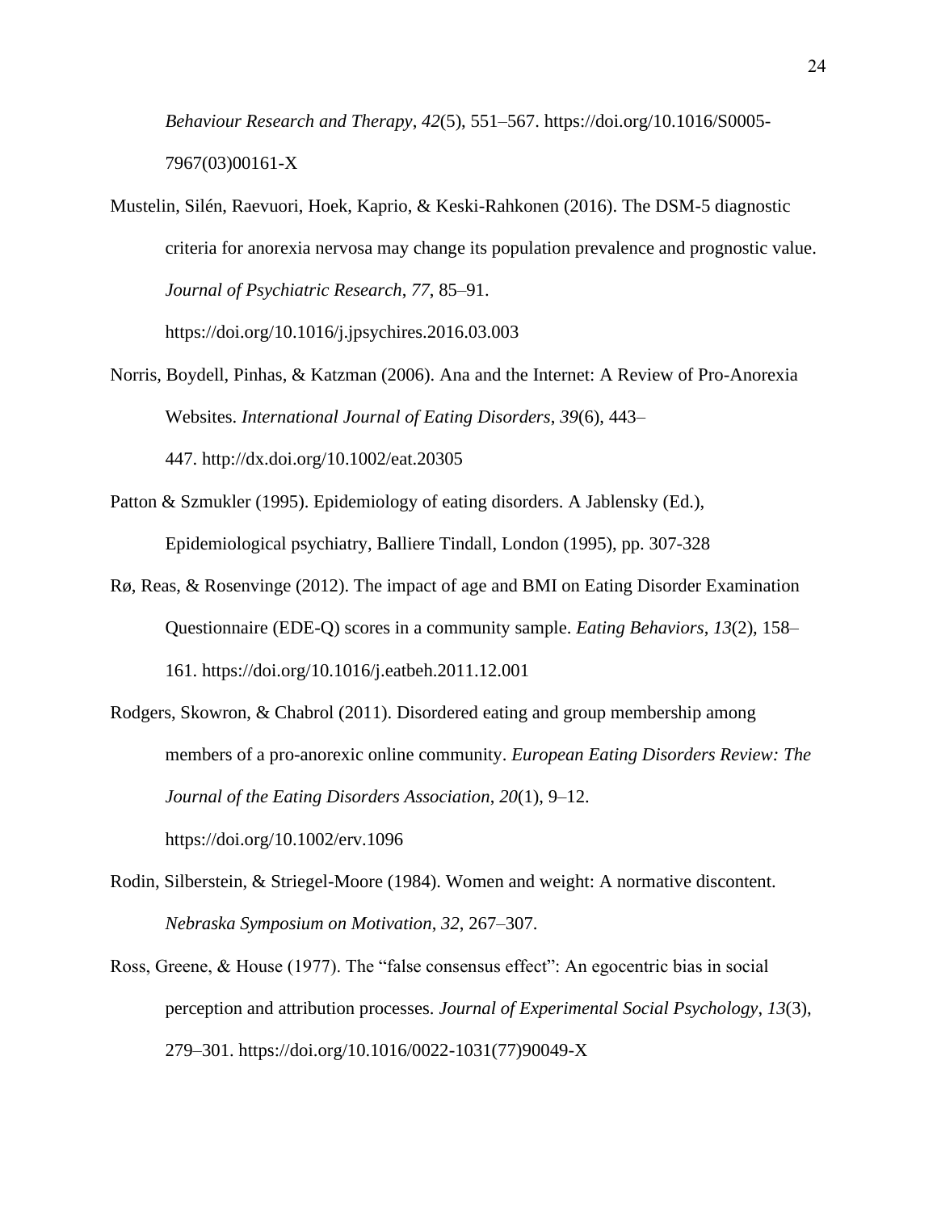*Behaviour Research and Therapy*, *42*(5), 551–567. https://doi.org/10.1016/S0005-7967(03)00161-X

Mustelin, Silén, Raevuori, Hoek, Kaprio, & Keski-Rahkonen (2016). The DSM-5 diagnostic criteria for anorexia nervosa may change its population prevalence and prognostic value. *Journal of Psychiatric Research*, *77*, 85–91. https://doi.org/10.1016/j.jpsychires.2016.03.003

Norris, Boydell, Pinhas, & Katzman (2006). Ana and the Internet: A Review of Pro-Anorexia Websites. *International Journal of Eating Disorders*, *39*(6), 443–447. http://dx.doi.org/10.1002/eat.20305

Patton & Szmukler (1995). Epidemiology of eating disorders. A Jablensky (Ed.), Epidemiological psychiatry, Balliere Tindall, London (1995), pp. 307-328

Rø, Reas, & Rosenvinge (2012). The impact of age and BMI on Eating Disorder Examination Questionnaire (EDE-Q) scores in a community sample. *Eating Behaviors*, *13*(2), 158–161. https://doi.org/10.1016/j.eatbeh.2011.12.001

Rodgers, Skowron, & Chabrol (2011). Disordered eating and group membership among members of a pro-anorexic online community. *European Eating Disorders Review: The Journal of the Eating Disorders Association*, *20*(1), 9–12. https://doi.org/10.1002/erv.1096

Rodin, Silberstein, & Striegel-Moore (1984). Women and weight: A normative discontent. *Nebraska Symposium on Motivation*, *32*, 267–307.

Ross, Greene, & House (1977). The "false consensus effect": An egocentric bias in social perception and attribution processes. *Journal of Experimental Social Psychology*, *13*(3), 279–301. https://doi.org/10.1016/0022-1031(77)90049-X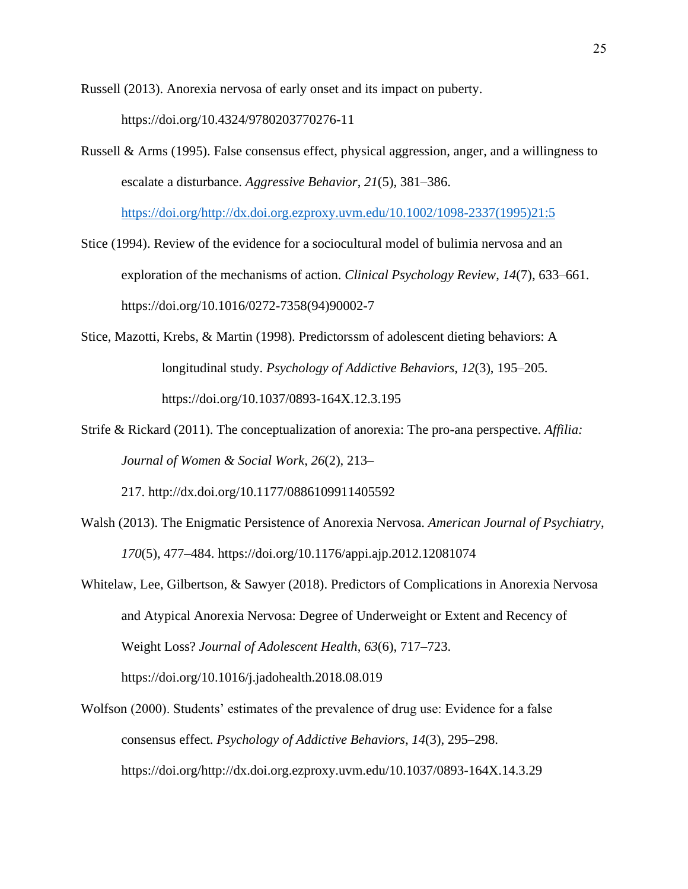Russell (2013). Anorexia nervosa of early onset and its impact on puberty. https://doi.org/10.4324/9780203770276-11

Russell & Arms (1995). False consensus effect, physical aggression, anger, and a willingness to escalate a disturbance. *Aggressive Behavior*, *21*(5), 381–386. https://doi.org/http://dx.doi.org.ezproxy.uvm.edu/10.1002/1098-2337(1995)21:5

Stice (1994). Review of the evidence for a sociocultural model of bulimia nervosa and an exploration of the mechanisms of action. *Clinical Psychology Review*, *14*(7), 633–661. https://doi.org/10.1016/0272-7358(94)90002-7

Stice, Mazotti, Krebs, & Martin (1998). Predictorssm of adolescent dieting behaviors: A longitudinal study. *Psychology of Addictive Behaviors*, *12*(3), 195–205. https://doi.org/10.1037/0893-164X.12.3.195

Strife & Rickard (2011). The conceptualization of anorexia: The pro-ana perspective. *Affilia: Journal of Women & Social Work*, *26*(2), 213–217. http://dx.doi.org/10.1177/0886109911405592

Walsh (2013). The Enigmatic Persistence of Anorexia Nervosa. *American Journal of Psychiatry*, *170*(5), 477–484. https://doi.org/10.1176/appi.ajp.2012.12081074

Whitelaw, Lee, Gilbertson, & Sawyer (2018). Predictors of Complications in Anorexia Nervosa and Atypical Anorexia Nervosa: Degree of Underweight or Extent and Recency of Weight Loss? *Journal of Adolescent Health*, *63*(6), 717–723. https://doi.org/10.1016/j.jadohealth.2018.08.019

Wolfson (2000). Students' estimates of the prevalence of drug use: Evidence for a false consensus effect. *Psychology of Addictive Behaviors*, *14*(3), 295–298. https://doi.org/http://dx.doi.org.ezproxy.uvm.edu/10.1037/0893-164X.14.3.29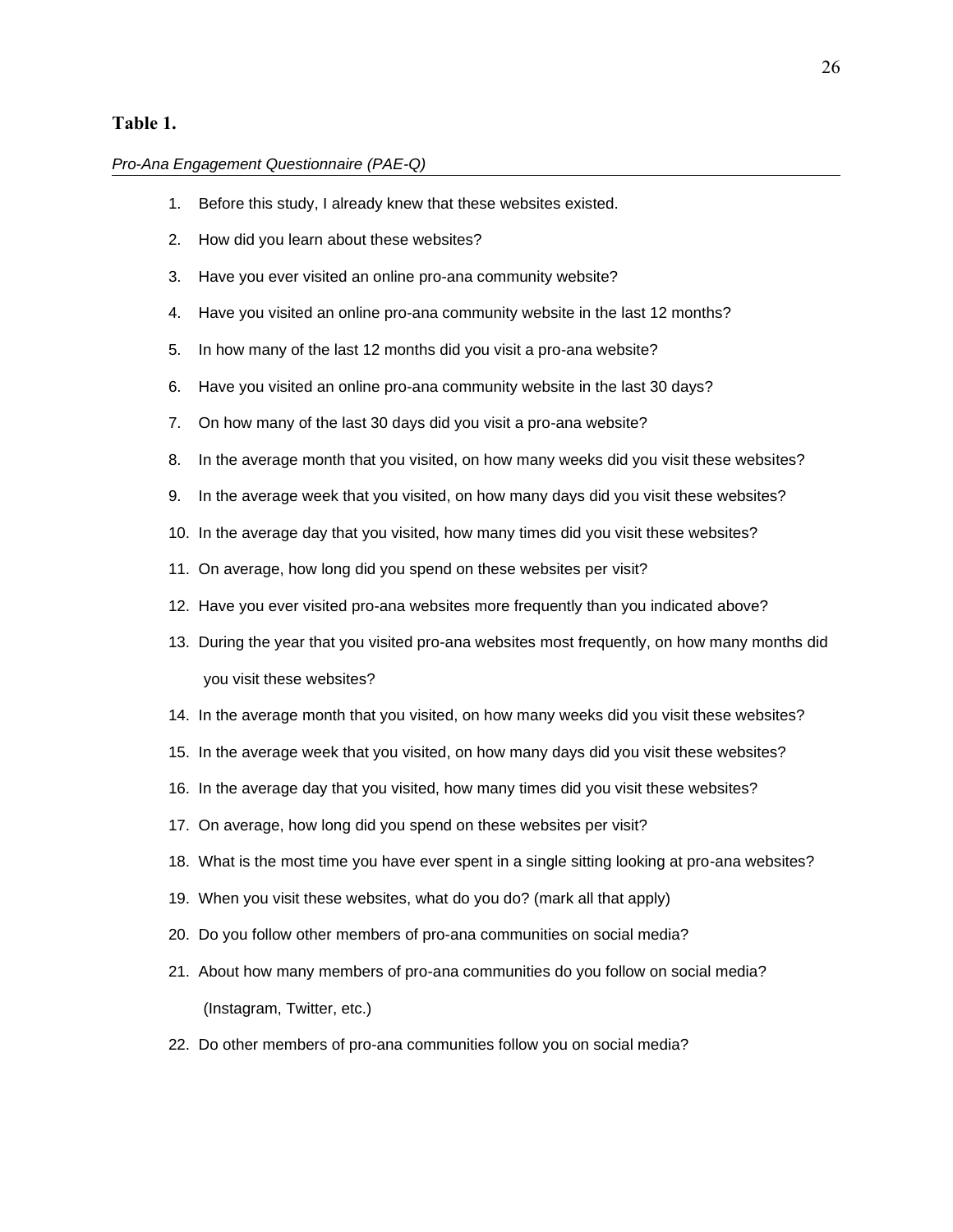**Table 1.**

*Pro-Ana Engagement Questionnaire (PAE-Q)*

1. Before this study, I already knew that these websites existed.
2. How did you learn about these websites?
3. Have you ever visited an online pro-ana community website?
4. Have you visited an online pro-ana community website in the last 12 months?
5. In how many of the last 12 months did you visit a pro-ana website?
6. Have you visited an online pro-ana community website in the last 30 days?
7. On how many of the last 30 days did you visit a pro-ana website?
8. In the average month that you visited, on how many weeks did you visit these websites?
9. In the average week that you visited, on how many days did you visit these websites?
10. In the average day that you visited, how many times did you visit these websites?
11. On average, how long did you spend on these websites per visit?
12. Have you ever visited pro-ana websites more frequently than you indicated above?
13. During the year that you visited pro-ana websites most frequently, on how many months did you visit these websites?
14. In the average month that you visited, on how many weeks did you visit these websites?
15. In the average week that you visited, on how many days did you visit these websites?
16. In the average day that you visited, how many times did you visit these websites?
17. On average, how long did you spend on these websites per visit?
18. What is the most time you have ever spent in a single sitting looking at pro-ana websites?
19. When you visit these websites, what do you do? (mark all that apply)
20. Do you follow other members of pro-ana communities on social media?
21. About how many members of pro-ana communities do you follow on social media? (Instagram, Twitter, etc.)
22. Do other members of pro-ana communities follow you on social media?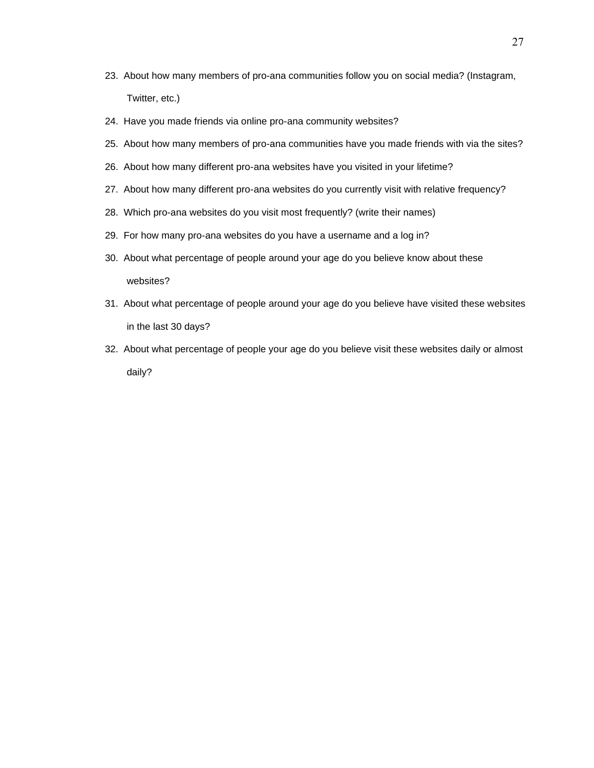23. About how many members of pro-ana communities follow you on social media? (Instagram, Twitter, etc.)
24. Have you made friends via online pro-ana community websites?
25. About how many members of pro-ana communities have you made friends with via the sites?
26. About how many different pro-ana websites have you visited in your lifetime?
27. About how many different pro-ana websites do you currently visit with relative frequency?
28. Which pro-ana websites do you visit most frequently? (write their names)
29. For how many pro-ana websites do you have a username and a log in?
30. About what percentage of people around your age do you believe know about these websites?
31. About what percentage of people around your age do you believe have visited these websites in the last 30 days?
32. About what percentage of people your age do you believe visit these websites daily or almost daily?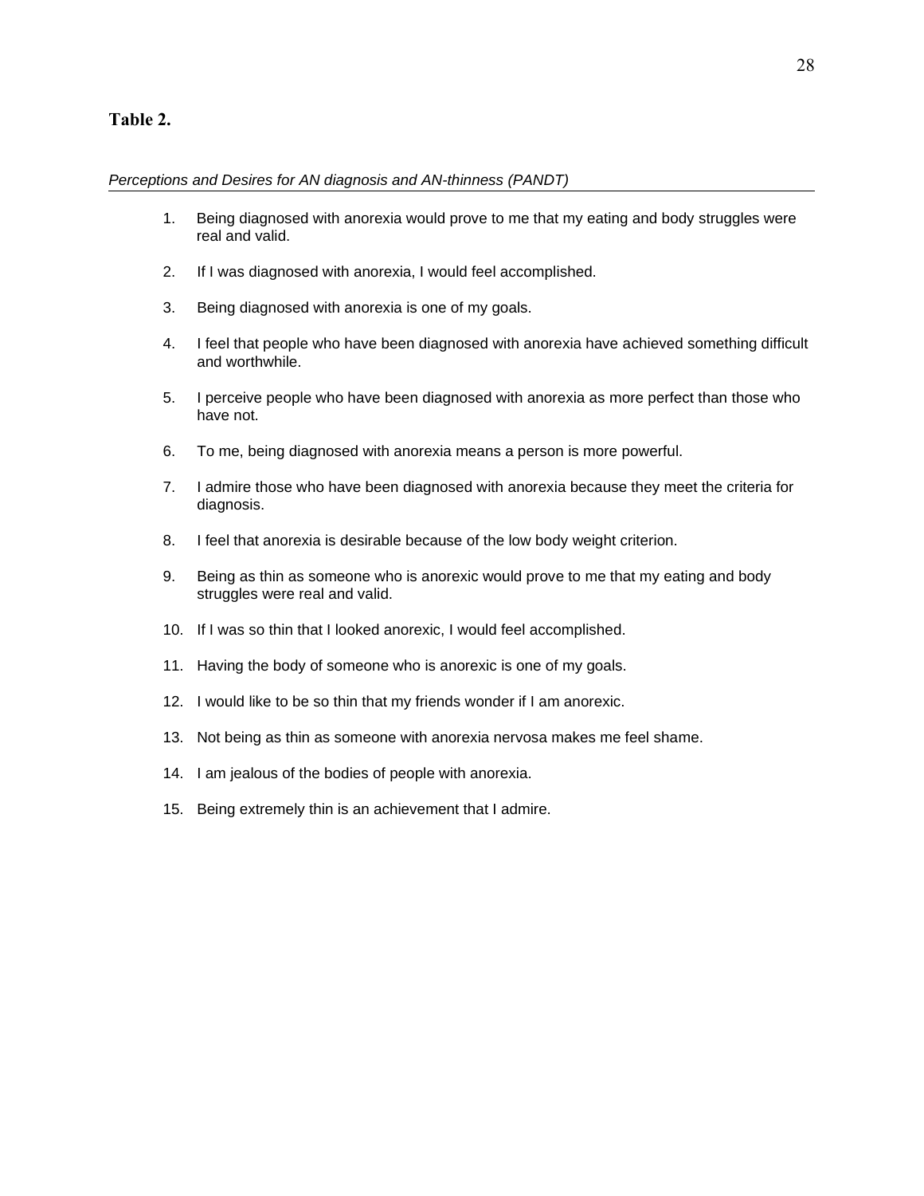**Table 2.**

*Perceptions and Desires for AN diagnosis and AN-thinness (PANDT)*

1. Being diagnosed with anorexia would prove to me that my eating and body struggles were real and valid.
2. If I was diagnosed with anorexia, I would feel accomplished.
3. Being diagnosed with anorexia is one of my goals.
4. I feel that people who have been diagnosed with anorexia have achieved something difficult and worthwhile.
5. I perceive people who have been diagnosed with anorexia as more perfect than those who have not.
6. To me, being diagnosed with anorexia means a person is more powerful.
7. I admire those who have been diagnosed with anorexia because they meet the criteria for diagnosis.
8. I feel that anorexia is desirable because of the low body weight criterion.
9. Being as thin as someone who is anorexic would prove to me that my eating and body struggles were real and valid.
10. If I was so thin that I looked anorexic, I would feel accomplished.
11. Having the body of someone who is anorexic is one of my goals.
12. I would like to be so thin that my friends wonder if I am anorexic.
13. Not being as thin as someone with anorexia nervosa makes me feel shame.
14. I am jealous of the bodies of people with anorexia.
15. Being extremely thin is an achievement that I admire.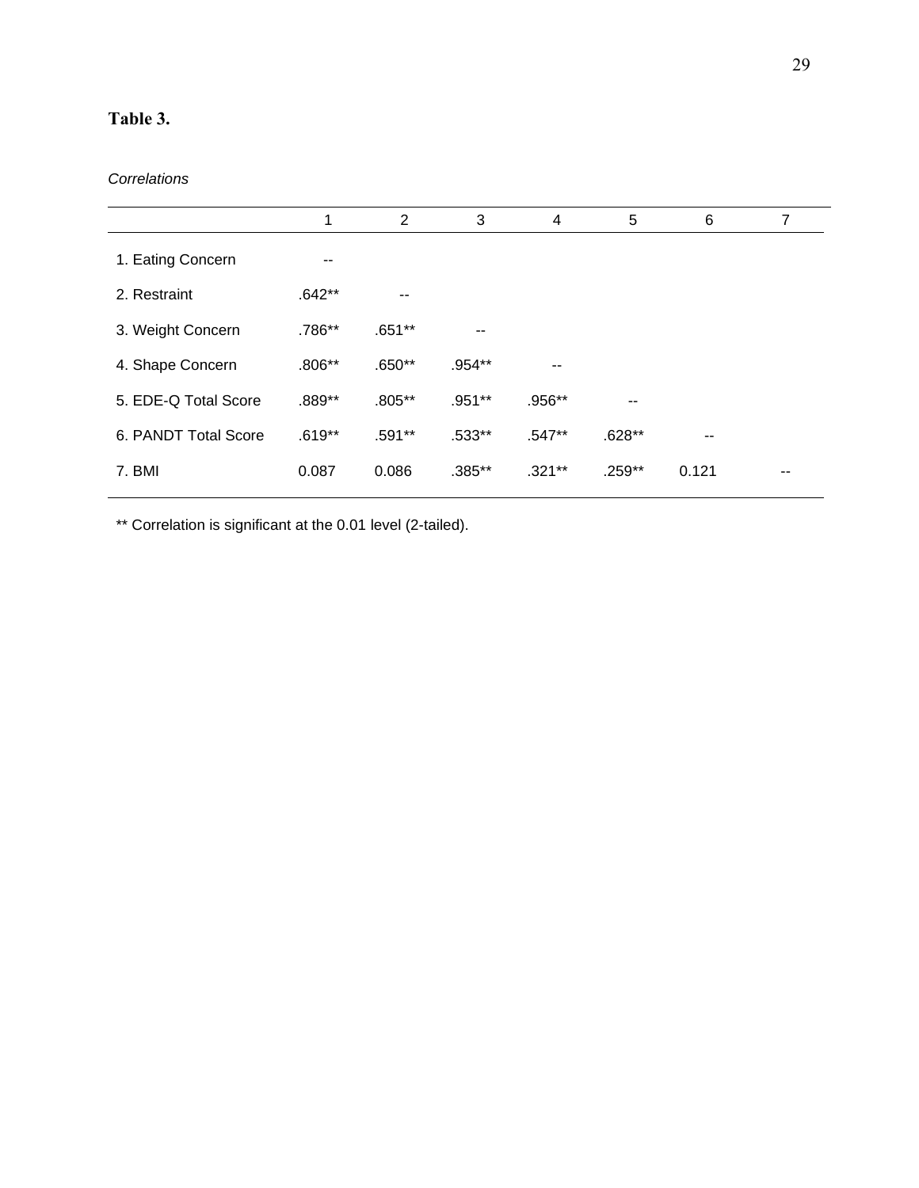**Table 3.**

*Correlations*

| | 1 | 2 | 3 | 4 | 5 | 6 | 7 |
|---|---|---|---|---|---|---|---|
| 1. Eating Concern | -- | | | | | | |
| 2. Restraint | .642** | -- | | | | | |
| 3. Weight Concern | .786** | .651** | -- | | | | |
| 4. Shape Concern | .806** | .650** | .954** | -- | | | |
| 5. EDE-Q Total Score | .889** | .805** | .951** | .956** | -- | | |
| 6. PANDT Total Score | .619** | .591** | .533** | .547** | .628** | -- | |
| 7. BMI | 0.087 | 0.086 | .385** | .321** | .259** | 0.121 | -- |

** Correlation is significant at the 0.01 level (2-tailed).